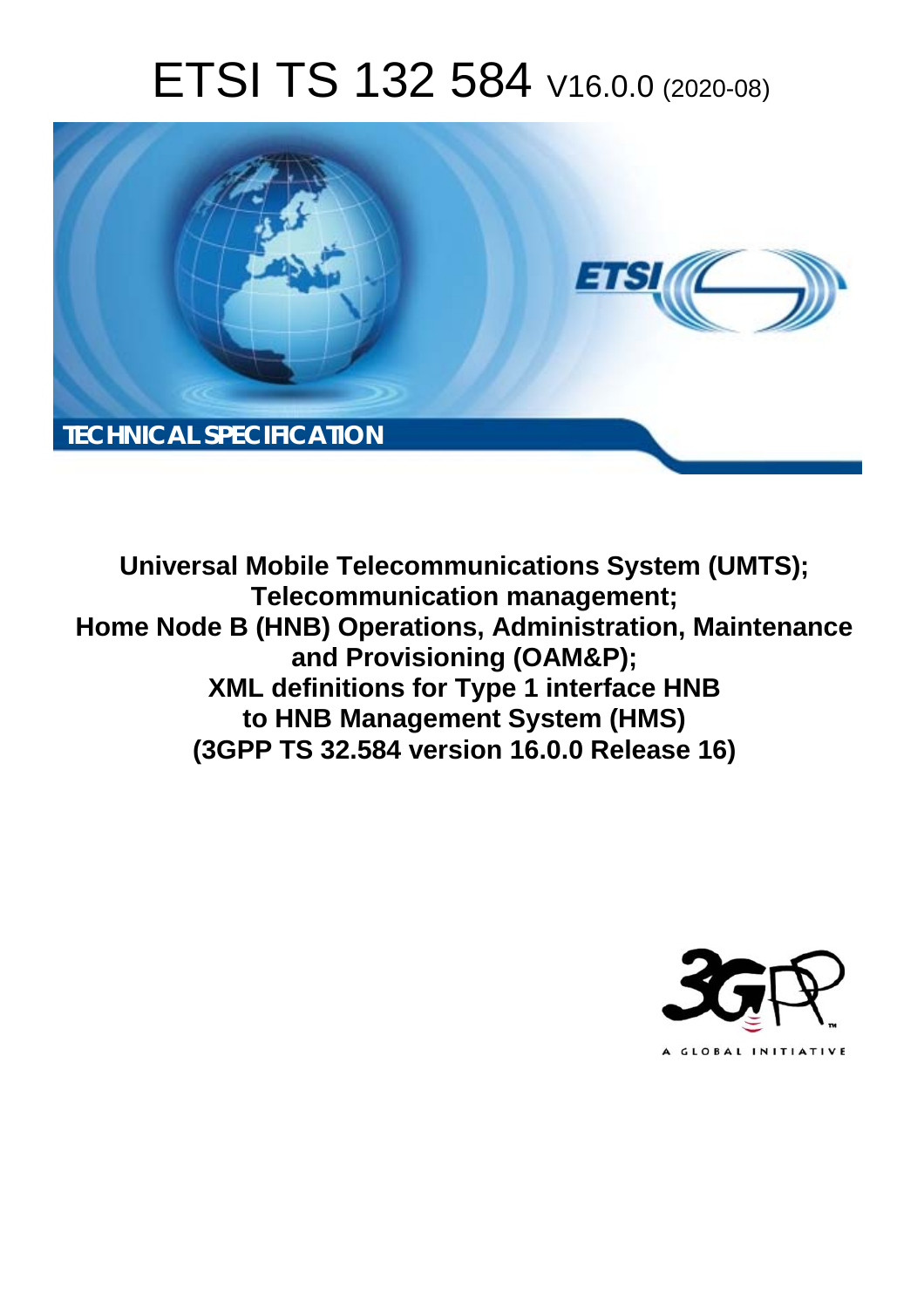# ETSI TS 132 584 V16.0.0 (2020-08)

TECHNICAL SPECIFICATION

**Universal Mobile Telecommunications System (UMTS); Telecommunication management; Home Node B (HNB) Operations, Administration, Maintenance and Provisioning (OAM&P); XML definitions for Type 1 interface HNB to HNB Management System (HMS) (3GPP TS 32.584 version 16.0.0 Release 16)**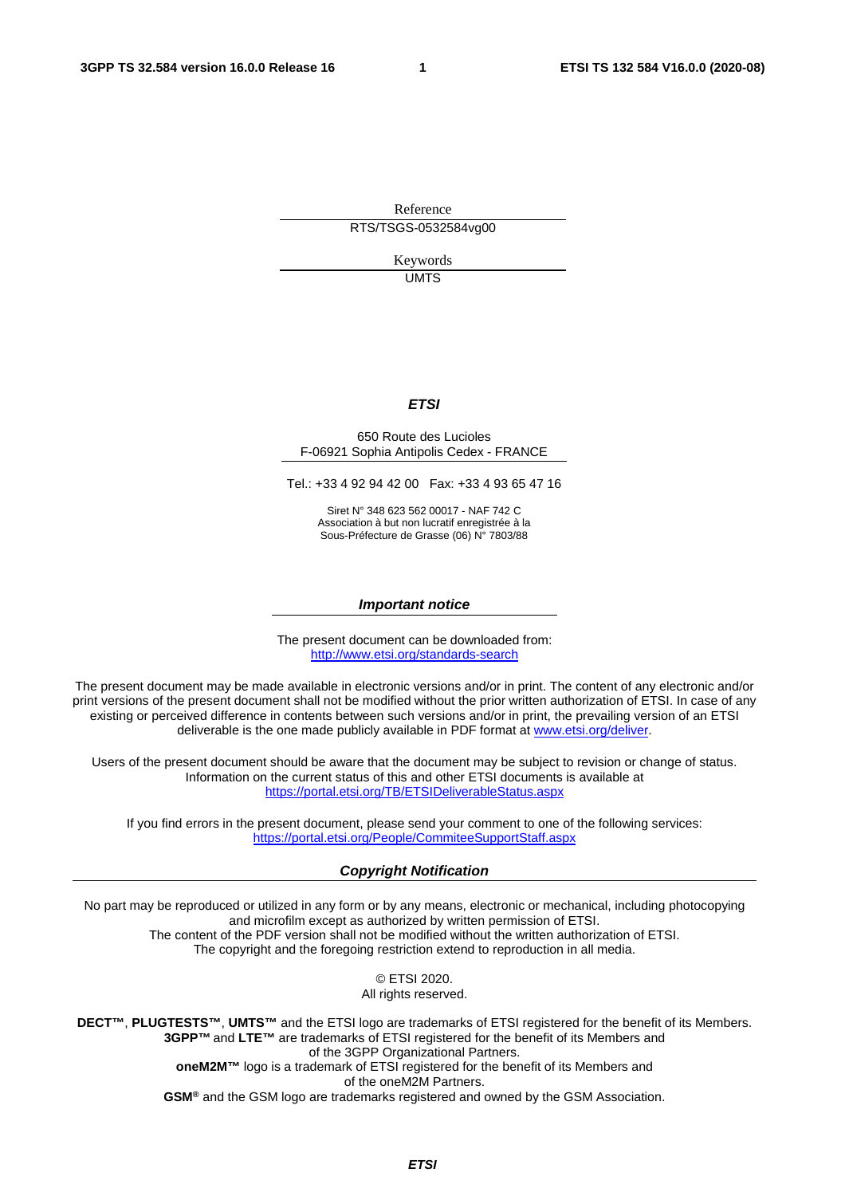Reference

RTS/TSGS-0532584vg00

Keywords

UMTS

***ETSI***

650 Route des Lucioles
F-06921 Sophia Antipolis Cedex - FRANCE

Tel.: +33 4 92 94 42 00   Fax: +33 4 93 65 47 16

Siret N° 348 623 562 00017 - NAF 742 C
Association à but non lucratif enregistrée à la
Sous-Préfecture de Grasse (06) N° 7803/88

***Important notice***

The present document can be downloaded from:
http://www.etsi.org/standards-search

The present document may be made available in electronic versions and/or in print. The content of any electronic and/or print versions of the present document shall not be modified without the prior written authorization of ETSI. In case of any existing or perceived difference in contents between such versions and/or in print, the prevailing version of an ETSI deliverable is the one made publicly available in PDF format at www.etsi.org/deliver.

Users of the present document should be aware that the document may be subject to revision or change of status. Information on the current status of this and other ETSI documents is available at
https://portal.etsi.org/TB/ETSIDeliverableStatus.aspx

If you find errors in the present document, please send your comment to one of the following services:
https://portal.etsi.org/People/CommiteeSupportStaff.aspx

***Copyright Notification***

No part may be reproduced or utilized in any form or by any means, electronic or mechanical, including photocopying and microfilm except as authorized by written permission of ETSI.
The content of the PDF version shall not be modified without the written authorization of ETSI.
The copyright and the foregoing restriction extend to reproduction in all media.

© ETSI 2020.
All rights reserved.

**DECT™**, **PLUGTESTS™**, **UMTS™** and the ETSI logo are trademarks of ETSI registered for the benefit of its Members.
**3GPP™** and **LTE™** are trademarks of ETSI registered for the benefit of its Members and of the 3GPP Organizational Partners.
**oneM2M™** logo is a trademark of ETSI registered for the benefit of its Members and of the oneM2M Partners.
**GSM®** and the GSM logo are trademarks registered and owned by the GSM Association.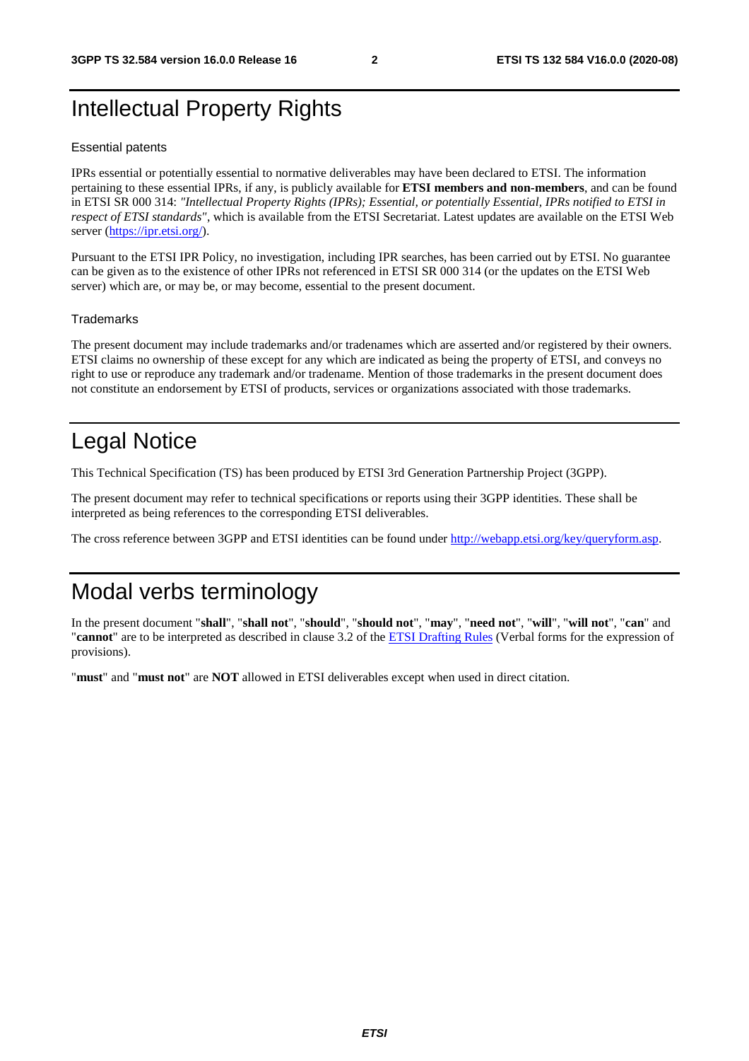# Intellectual Property Rights

## Essential patents

IPRs essential or potentially essential to normative deliverables may have been declared to ETSI. The information pertaining to these essential IPRs, if any, is publicly available for **ETSI members and non-members**, and can be found in ETSI SR 000 314: *"Intellectual Property Rights (IPRs); Essential, or potentially Essential, IPRs notified to ETSI in respect of ETSI standards"*, which is available from the ETSI Secretariat. Latest updates are available on the ETSI Web server (https://ipr.etsi.org/).

Pursuant to the ETSI IPR Policy, no investigation, including IPR searches, has been carried out by ETSI. No guarantee can be given as to the existence of other IPRs not referenced in ETSI SR 000 314 (or the updates on the ETSI Web server) which are, or may be, or may become, essential to the present document.

## Trademarks

The present document may include trademarks and/or tradenames which are asserted and/or registered by their owners. ETSI claims no ownership of these except for any which are indicated as being the property of ETSI, and conveys no right to use or reproduce any trademark and/or tradename. Mention of those trademarks in the present document does not constitute an endorsement by ETSI of products, services or organizations associated with those trademarks.

# Legal Notice

This Technical Specification (TS) has been produced by ETSI 3rd Generation Partnership Project (3GPP).

The present document may refer to technical specifications or reports using their 3GPP identities. These shall be interpreted as being references to the corresponding ETSI deliverables.

The cross reference between 3GPP and ETSI identities can be found under http://webapp.etsi.org/key/queryform.asp.

# Modal verbs terminology

In the present document "**shall**", "**shall not**", "**should**", "**should not**", "**may**", "**need not**", "**will**", "**will not**", "**can**" and "**cannot**" are to be interpreted as described in clause 3.2 of the ETSI Drafting Rules (Verbal forms for the expression of provisions).

"**must**" and "**must not**" are **NOT** allowed in ETSI deliverables except when used in direct citation.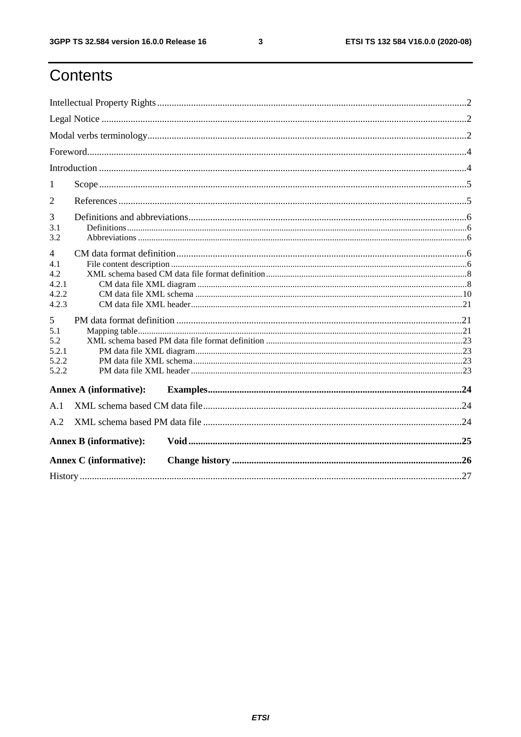# Contents

Intellectual Property Rights .......... 2
Legal Notice .......... 2
Modal verbs terminology .......... 2
Foreword .......... 4
Introduction .......... 4
1 Scope .......... 5
2 References .......... 5
3 Definitions and abbreviations .......... 6
3.1 Definitions .......... 6
3.2 Abbreviations .......... 6
4 CM data format definition .......... 6
4.1 File content description .......... 6
4.2 XML schema based CM data file format definition .......... 8
4.2.1 CM data file XML diagram .......... 8
4.2.2 CM data file XML schema .......... 10
4.2.3 CM data file XML header .......... 21
5 PM data format definition .......... 21
5.1 Mapping table .......... 21
5.2 XML schema based PM data file format definition .......... 23
5.2.1 PM data file XML diagram .......... 23
5.2.2 PM data file XML schema .......... 23
5.2.2 PM data file XML header .......... 23
**Annex A (informative): Examples .......... 24**
A.1 XML schema based CM data file .......... 24
A.2 XML schema based PM data file .......... 24
**Annex B (informative): Void .......... 25**
**Annex C (informative): Change history .......... 26**
History .......... 27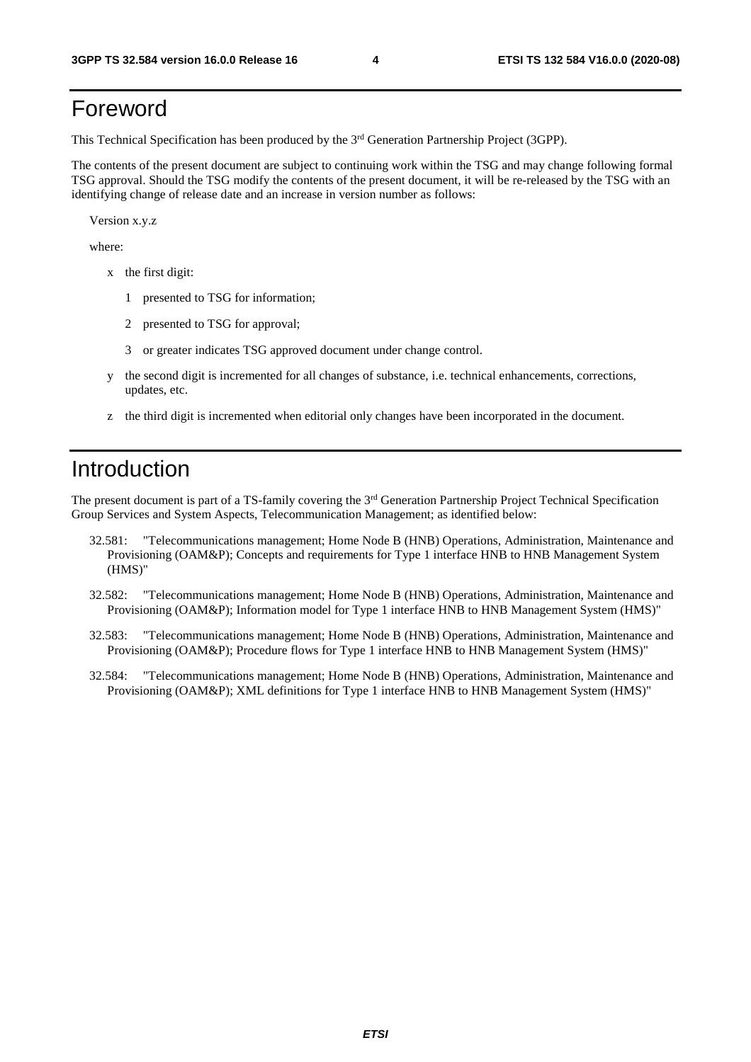# Foreword

This Technical Specification has been produced by the 3rd Generation Partnership Project (3GPP).

The contents of the present document are subject to continuing work within the TSG and may change following formal TSG approval. Should the TSG modify the contents of the present document, it will be re-released by the TSG with an identifying change of release date and an increase in version number as follows:

Version x.y.z

where:

- x the first digit:
  - 1 presented to TSG for information;
  - 2 presented to TSG for approval;
  - 3 or greater indicates TSG approved document under change control.
- y the second digit is incremented for all changes of substance, i.e. technical enhancements, corrections, updates, etc.
- z the third digit is incremented when editorial only changes have been incorporated in the document.

# Introduction

The present document is part of a TS-family covering the 3rd Generation Partnership Project Technical Specification Group Services and System Aspects, Telecommunication Management; as identified below:

32.581: "Telecommunications management; Home Node B (HNB) Operations, Administration, Maintenance and Provisioning (OAM&P); Concepts and requirements for Type 1 interface HNB to HNB Management System (HMS)"

32.582: "Telecommunications management; Home Node B (HNB) Operations, Administration, Maintenance and Provisioning (OAM&P); Information model for Type 1 interface HNB to HNB Management System (HMS)"

32.583: "Telecommunications management; Home Node B (HNB) Operations, Administration, Maintenance and Provisioning (OAM&P); Procedure flows for Type 1 interface HNB to HNB Management System (HMS)"

32.584: "Telecommunications management; Home Node B (HNB) Operations, Administration, Maintenance and Provisioning (OAM&P); XML definitions for Type 1 interface HNB to HNB Management System (HMS)"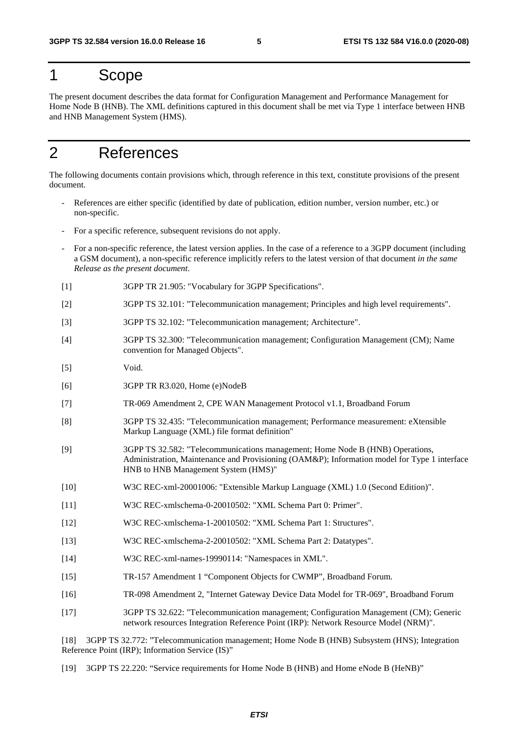# 1 Scope

The present document describes the data format for Configuration Management and Performance Management for Home Node B (HNB). The XML definitions captured in this document shall be met via Type 1 interface between HNB and HNB Management System (HMS).

# 2 References

The following documents contain provisions which, through reference in this text, constitute provisions of the present document.

- References are either specific (identified by date of publication, edition number, version number, etc.) or non-specific.
- For a specific reference, subsequent revisions do not apply.
- For a non-specific reference, the latest version applies. In the case of a reference to a 3GPP document (including a GSM document), a non-specific reference implicitly refers to the latest version of that document *in the same Release as the present document*.

[1] 3GPP TR 21.905: "Vocabulary for 3GPP Specifications".

[2] 3GPP TS 32.101: "Telecommunication management; Principles and high level requirements".

[3] 3GPP TS 32.102: "Telecommunication management; Architecture".

[4] 3GPP TS 32.300: "Telecommunication management; Configuration Management (CM); Name convention for Managed Objects".

[5] Void.

[6] 3GPP TR R3.020, Home (e)NodeB

[7] TR-069 Amendment 2, CPE WAN Management Protocol v1.1, Broadband Forum

[8] 3GPP TS 32.435: "Telecommunication management; Performance measurement: eXtensible Markup Language (XML) file format definition"

[9] 3GPP TS 32.582: "Telecommunications management; Home Node B (HNB) Operations, Administration, Maintenance and Provisioning (OAM&P); Information model for Type 1 interface HNB to HNB Management System (HMS)"

[10] W3C REC-xml-20001006: "Extensible Markup Language (XML) 1.0 (Second Edition)".

[11] W3C REC-xmlschema-0-20010502: "XML Schema Part 0: Primer".

[12] W3C REC-xmlschema-1-20010502: "XML Schema Part 1: Structures".

[13] W3C REC-xmlschema-2-20010502: "XML Schema Part 2: Datatypes".

[14] W3C REC-xml-names-19990114: "Namespaces in XML".

[15] TR-157 Amendment 1 "Component Objects for CWMP", Broadband Forum.

[16] TR-098 Amendment 2, "Internet Gateway Device Data Model for TR-069", Broadband Forum

[17] 3GPP TS 32.622: "Telecommunication management; Configuration Management (CM); Generic network resources Integration Reference Point (IRP): Network Resource Model (NRM)".

[18] 3GPP TS 32.772: "Telecommunication management; Home Node B (HNB) Subsystem (HNS); Integration Reference Point (IRP); Information Service (IS)"

[19] 3GPP TS 22.220: "Service requirements for Home Node B (HNB) and Home eNode B (HeNB)"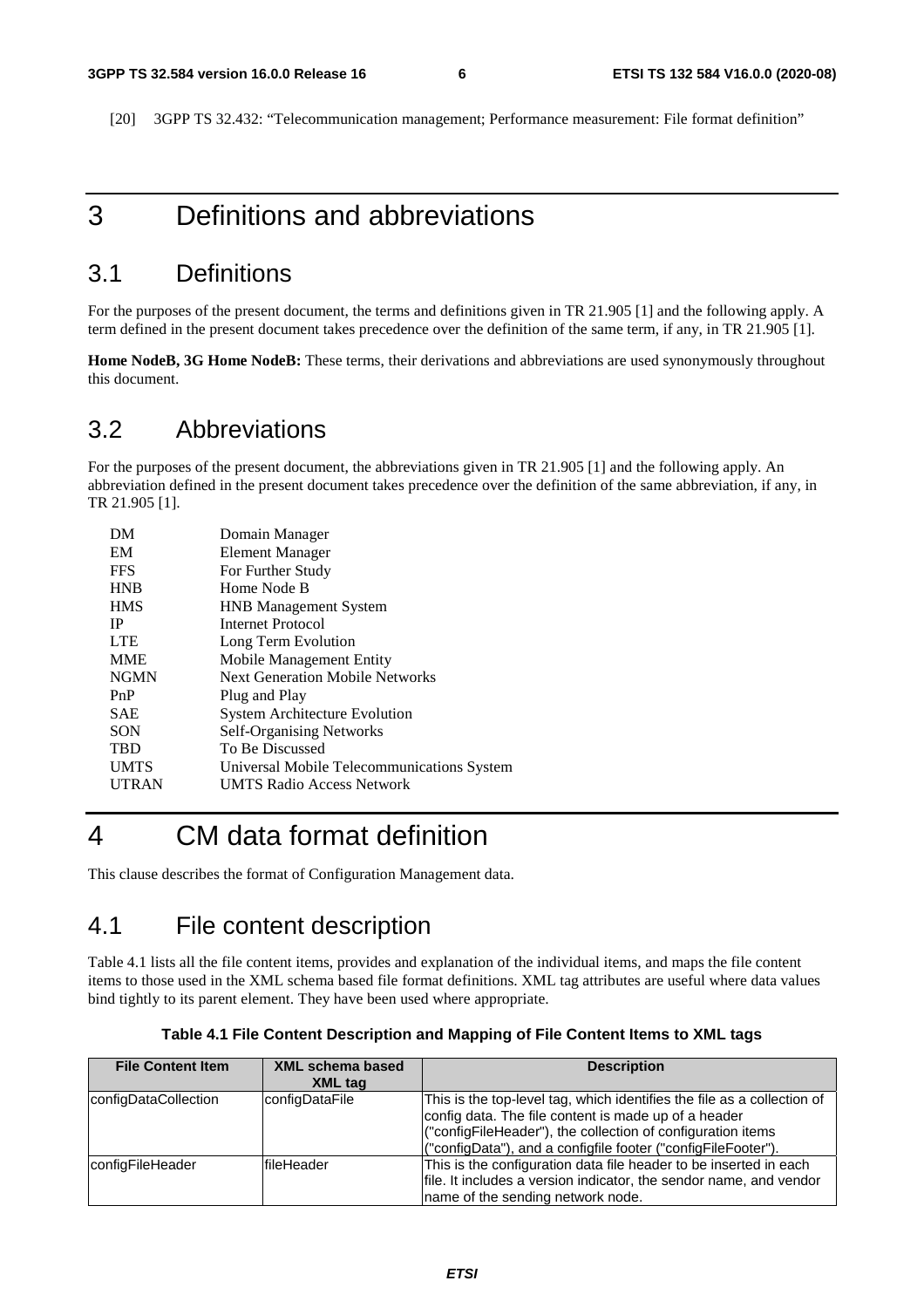[20] 3GPP TS 32.432: "Telecommunication management; Performance measurement: File format definition"

# 3 Definitions and abbreviations

## 3.1 Definitions

For the purposes of the present document, the terms and definitions given in TR 21.905 [1] and the following apply. A term defined in the present document takes precedence over the definition of the same term, if any, in TR 21.905 [1].

**Home NodeB, 3G Home NodeB:** These terms, their derivations and abbreviations are used synonymously throughout this document.

## 3.2 Abbreviations

For the purposes of the present document, the abbreviations given in TR 21.905 [1] and the following apply. An abbreviation defined in the present document takes precedence over the definition of the same abbreviation, if any, in TR 21.905 [1].

| | |
|---|---|
| DM | Domain Manager |
| EM | Element Manager |
| FFS | For Further Study |
| HNB | Home Node B |
| HMS | HNB Management System |
| IP | Internet Protocol |
| LTE | Long Term Evolution |
| MME | Mobile Management Entity |
| NGMN | Next Generation Mobile Networks |
| PnP | Plug and Play |
| SAE | System Architecture Evolution |
| SON | Self-Organising Networks |
| TBD | To Be Discussed |
| UMTS | Universal Mobile Telecommunications System |
| UTRAN | UMTS Radio Access Network |

# 4 CM data format definition

This clause describes the format of Configuration Management data.

## 4.1 File content description

Table 4.1 lists all the file content items, provides and explanation of the individual items, and maps the file content items to those used in the XML schema based file format definitions. XML tag attributes are useful where data values bind tightly to its parent element. They have been used where appropriate.

**Table 4.1 File Content Description and Mapping of File Content Items to XML tags**

| File Content Item | XML schema based XML tag | Description |
|---|---|---|
| configDataCollection | configDataFile | This is the top-level tag, which identifies the file as a collection of config data. The file content is made up of a header ("configFileHeader"), the collection of configuration items ("configData"), and a configfile footer ("configFileFooter"). |
| configFileHeader | fileHeader | This is the configuration data file header to be inserted in each file. It includes a version indicator, the sendor name, and vendor name of the sending network node. |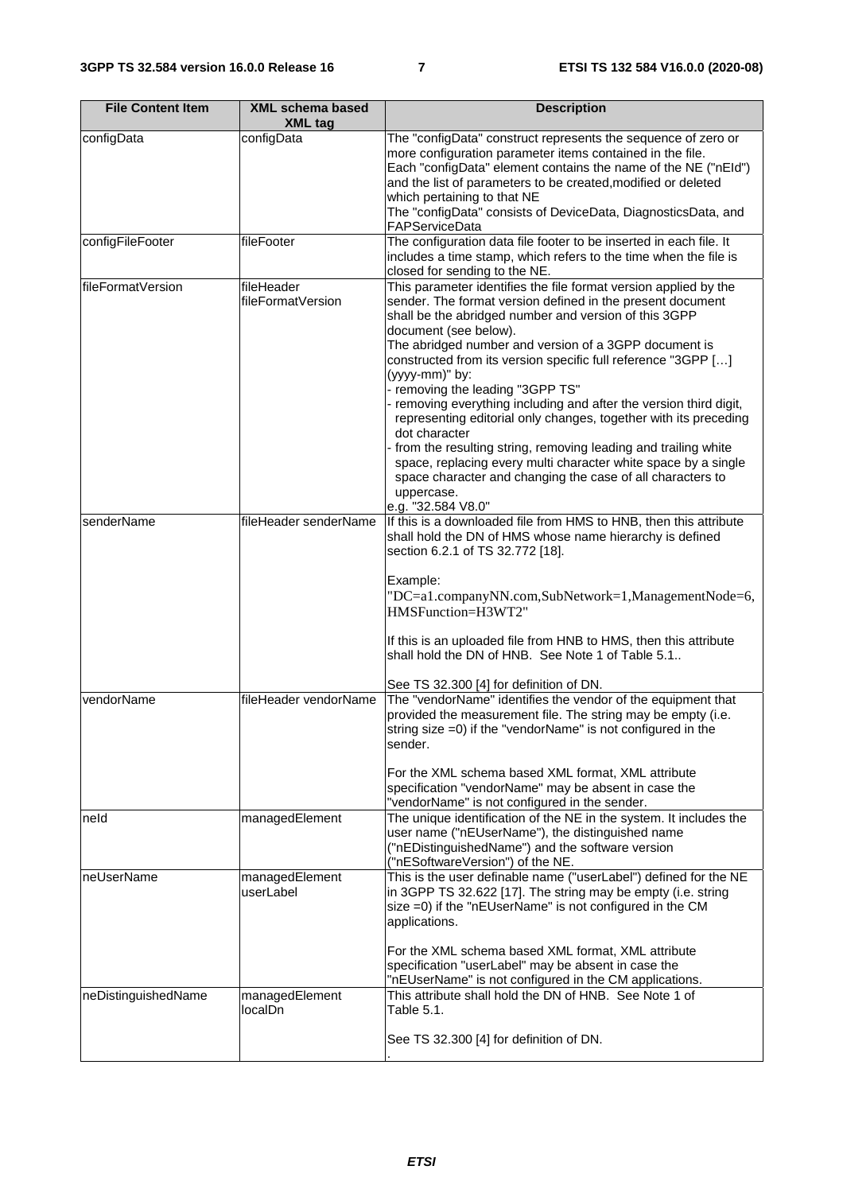| File Content Item | XML schema based XML tag | Description |
| --- | --- | --- |
| configData | configData | The "configData" construct represents the sequence of zero or more configuration parameter items contained in the file.<br>Each "configData" element contains the name of the NE ("nEId") and the list of parameters to be created,modified or deleted which pertaining to that NE<br>The "configData" consists of DeviceData, DiagnosticsData, and FAPServiceData |
| configFileFooter | fileFooter | The configuration data file footer to be inserted in each file. It includes a time stamp, which refers to the time when the file is closed for sending to the NE. |
| fileFormatVersion | fileHeader fileFormatVersion | This parameter identifies the file format version applied by the sender. The format version defined in the present document shall be the abridged number and version of this 3GPP document (see below).<br>The abridged number and version of a 3GPP document is constructed from its version specific full reference "3GPP […] (yyyy-mm)" by:<br>- removing the leading "3GPP TS"<br>- removing everything including and after the version third digit, representing editorial only changes, together with its preceding dot character<br>- from the resulting string, removing leading and trailing white space, replacing every multi character white space by a single space character and changing the case of all characters to uppercase.<br>e.g. "32.584 V8.0" |
| senderName | fileHeader senderName | If this is a downloaded file from HMS to HNB, then this attribute shall hold the DN of HMS whose name hierarchy is defined section 6.2.1 of TS 32.772 [18].<br><br>Example:<br>"DC=a1.companyNN.com,SubNetwork=1,ManagementNode=6, HMSFunction=H3WT2"<br><br>If this is an uploaded file from HNB to HMS, then this attribute shall hold the DN of HNB. See Note 1 of Table 5.1..<br><br>See TS 32.300 [4] for definition of DN. |
| vendorName | fileHeader vendorName | The "vendorName" identifies the vendor of the equipment that provided the measurement file. The string may be empty (i.e. string size =0) if the "vendorName" is not configured in the sender.<br><br>For the XML schema based XML format, XML attribute specification "vendorName" may be absent in case the "vendorName" is not configured in the sender. |
| neId | managedElement | The unique identification of the NE in the system. It includes the user name ("nEUserName"), the distinguished name ("nEDistinguishedName") and the software version ("nESoftwareVersion") of the NE. |
| neUserName | managedElement userLabel | This is the user definable name ("userLabel") defined for the NE in 3GPP TS 32.622 [17]. The string may be empty (i.e. string size =0) if the "nEUserName" is not configured in the CM applications.<br><br>For the XML schema based XML format, XML attribute specification "userLabel" may be absent in case the "nEUserName" is not configured in the CM applications. |
| neDistinguishedName | managedElement localDn | This attribute shall hold the DN of HNB. See Note 1 of Table 5.1.<br><br>See TS 32.300 [4] for definition of DN.<br>. |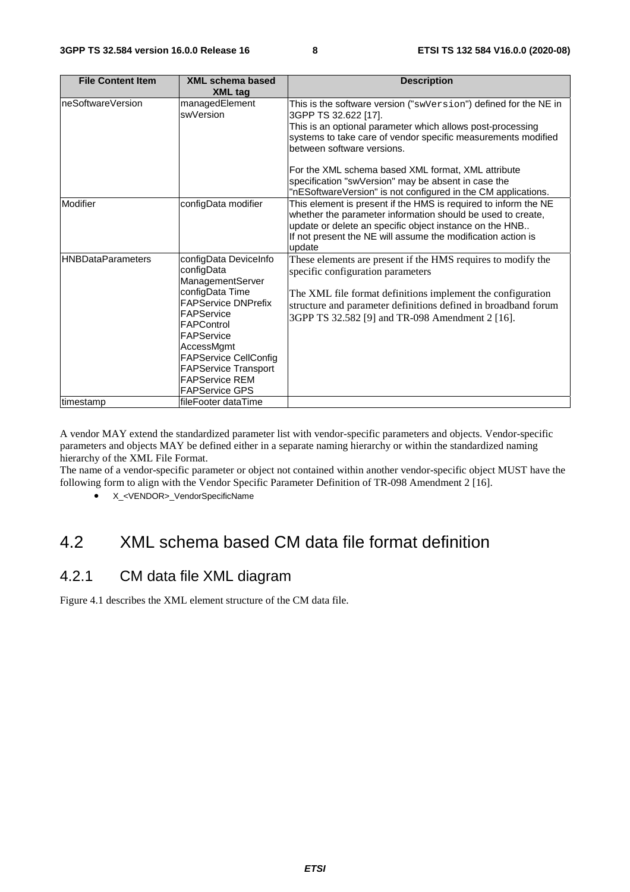| File Content Item | XML schema based XML tag | Description |
| --- | --- | --- |
| neSoftwareVersion | managedElement swVersion | This is the software version ("swVersion") defined for the NE in 3GPP TS 32.622 [17].<br>This is an optional parameter which allows post-processing systems to take care of vendor specific measurements modified between software versions.<br><br>For the XML schema based XML format, XML attribute specification "swVersion" may be absent in case the "nESoftwareVersion" is not configured in the CM applications. |
| Modifier | configData modifier | This element is present if the HMS is required to inform the NE whether the parameter information should be used to create, update or delete an specific object instance on the HNB..<br>If not present the NE will assume the modification action is update |
| HNBDataParameters | configData DeviceInfo<br>configData ManagementServer<br>configData Time<br>FAPService DNPrefix<br>FAPService FAPControl<br>FAPService AccessMgmt<br>FAPService CellConfig<br>FAPService Transport<br>FAPService REM<br>FAPService GPS | These elements are present if the HMS requires to modify the specific configuration parameters<br><br>The XML file format definitions implement the configuration structure and parameter definitions defined in broadband forum 3GPP TS 32.582 [9] and TR-098 Amendment 2 [16]. |
| timestamp | fileFooter dataTime | |

A vendor MAY extend the standardized parameter list with vendor-specific parameters and objects. Vendor-specific parameters and objects MAY be defined either in a separate naming hierarchy or within the standardized naming hierarchy of the XML File Format.

The name of a vendor-specific parameter or object not contained within another vendor-specific object MUST have the following form to align with the Vendor Specific Parameter Definition of TR-098 Amendment 2 [16].

- X_<VENDOR>_VendorSpecificName

# 4.2 XML schema based CM data file format definition

## 4.2.1 CM data file XML diagram

Figure 4.1 describes the XML element structure of the CM data file.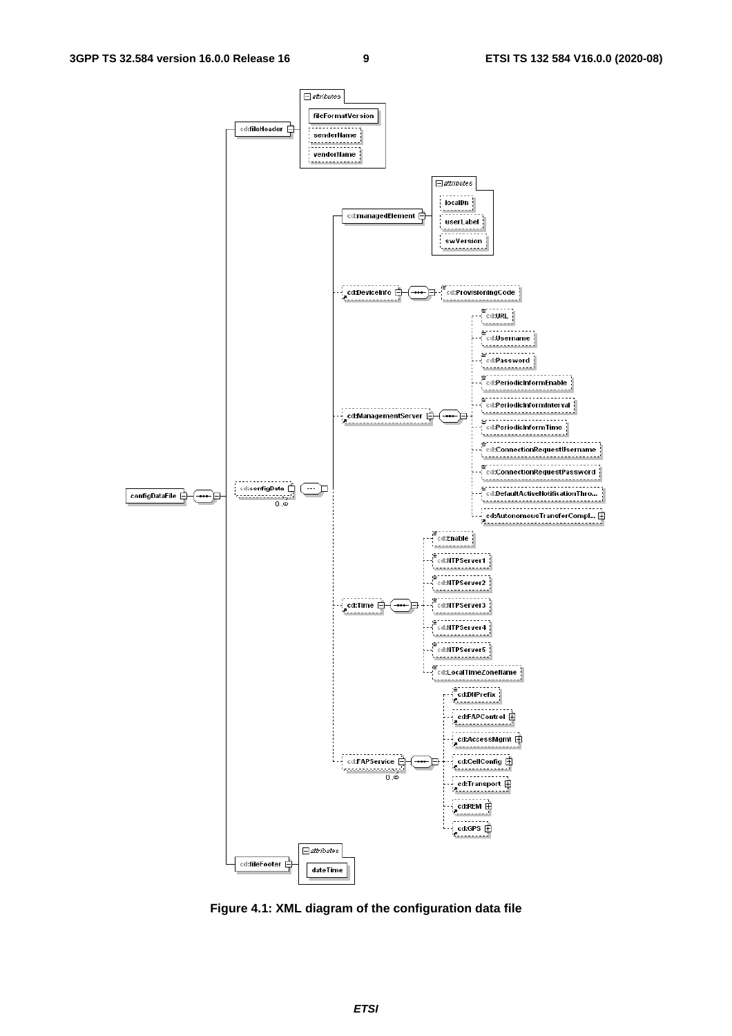**Figure 4.1: XML diagram of the configuration data file**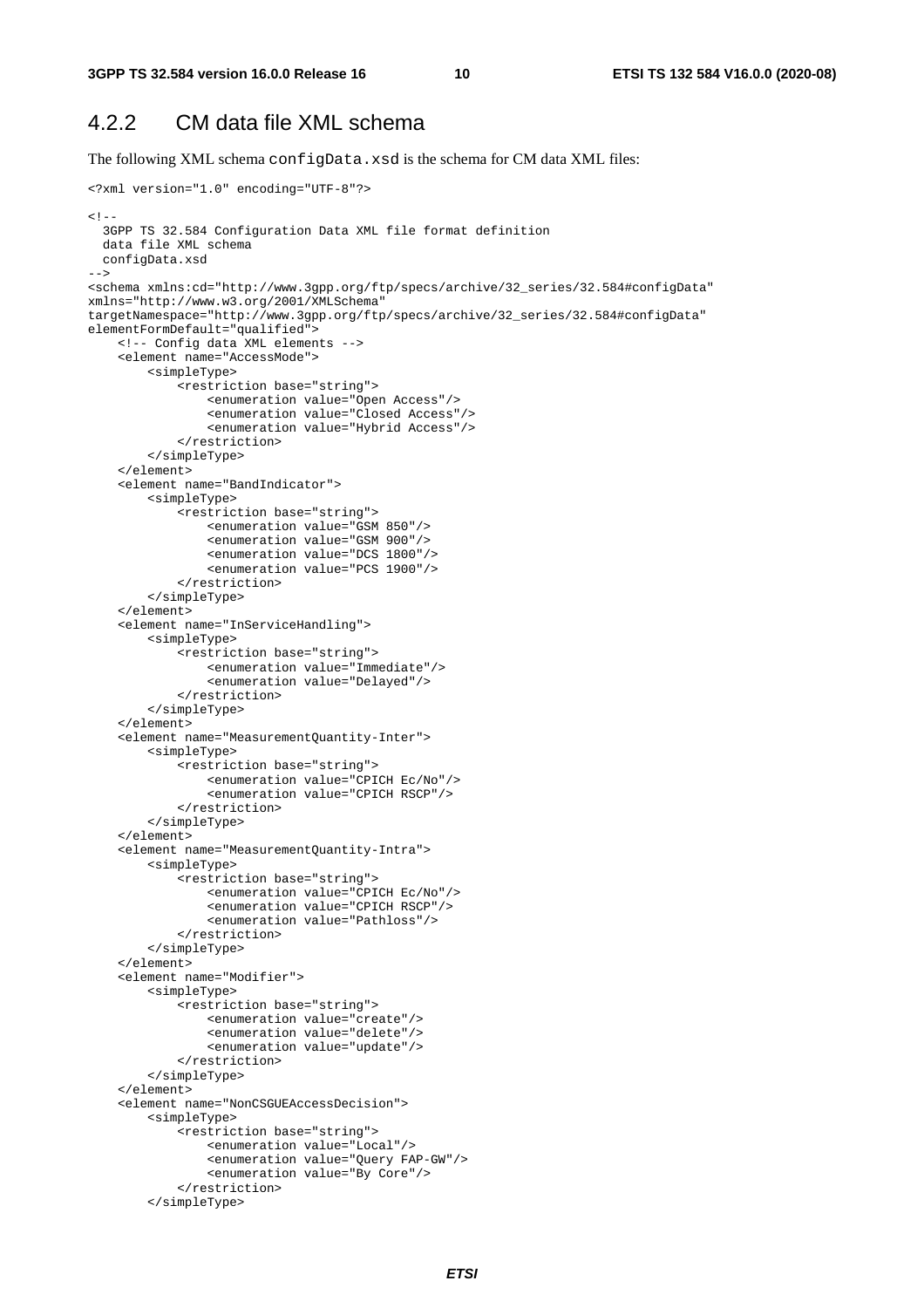### 4.2.2 CM data file XML schema

The following XML schema configData.xsd is the schema for CM data XML files:

```
<?xml version="1.0" encoding="UTF-8"?>

<!--
  3GPP TS 32.584 Configuration Data XML file format definition
  data file XML schema
  configData.xsd
-->
<schema xmlns:cd="http://www.3gpp.org/ftp/specs/archive/32_series/32.584#configData"
xmlns="http://www.w3.org/2001/XMLSchema"
targetNamespace="http://www.3gpp.org/ftp/specs/archive/32_series/32.584#configData"
elementFormDefault="qualified">
    <!-- Config data XML elements -->
    <element name="AccessMode">
        <simpleType>
            <restriction base="string">
                <enumeration value="Open Access"/>
                <enumeration value="Closed Access"/>
                <enumeration value="Hybrid Access"/>
            </restriction>
        </simpleType>
    </element>
    <element name="BandIndicator">
        <simpleType>
            <restriction base="string">
                <enumeration value="GSM 850"/>
                <enumeration value="GSM 900"/>
                <enumeration value="DCS 1800"/>
                <enumeration value="PCS 1900"/>
            </restriction>
        </simpleType>
    </element>
    <element name="InServiceHandling">
        <simpleType>
            <restriction base="string">
                <enumeration value="Immediate"/>
                <enumeration value="Delayed"/>
            </restriction>
        </simpleType>
    </element>
    <element name="MeasurementQuantity-Inter">
        <simpleType>
            <restriction base="string">
                <enumeration value="CPICH Ec/No"/>
                <enumeration value="CPICH RSCP"/>
            </restriction>
        </simpleType>
    </element>
    <element name="MeasurementQuantity-Intra">
        <simpleType>
            <restriction base="string">
                <enumeration value="CPICH Ec/No"/>
                <enumeration value="CPICH RSCP"/>
                <enumeration value="Pathloss"/>
            </restriction>
        </simpleType>
    </element>
    <element name="Modifier">
        <simpleType>
            <restriction base="string">
                <enumeration value="create"/>
                <enumeration value="delete"/>
                <enumeration value="update"/>
            </restriction>
        </simpleType>
    </element>
    <element name="NonCSGUEAccessDecision">
        <simpleType>
            <restriction base="string">
                <enumeration value="Local"/>
                <enumeration value="Query FAP-GW"/>
                <enumeration value="By Core"/>
            </restriction>
        </simpleType>
```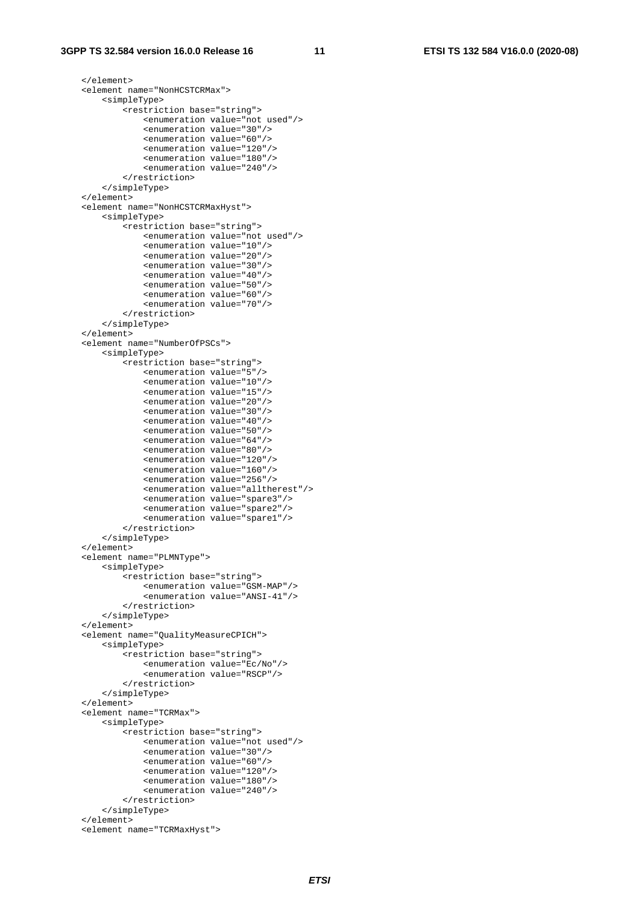```
    </element>
    <element name="NonHCSTCRMax">
        <simpleType>
            <restriction base="string">
                <enumeration value="not used"/>
                <enumeration value="30"/>
                <enumeration value="60"/>
                <enumeration value="120"/>
                <enumeration value="180"/>
                <enumeration value="240"/>
            </restriction>
        </simpleType>
    </element>
    <element name="NonHCSTCRMaxHyst">
        <simpleType>
            <restriction base="string">
                <enumeration value="not used"/>
                <enumeration value="10"/>
                <enumeration value="20"/>
                <enumeration value="30"/>
                <enumeration value="40"/>
                <enumeration value="50"/>
                <enumeration value="60"/>
                <enumeration value="70"/>
            </restriction>
        </simpleType>
    </element>
    <element name="NumberOfPSCs">
        <simpleType>
            <restriction base="string">
                <enumeration value="5"/>
                <enumeration value="10"/>
                <enumeration value="15"/>
                <enumeration value="20"/>
                <enumeration value="30"/>
                <enumeration value="40"/>
                <enumeration value="50"/>
                <enumeration value="64"/>
                <enumeration value="80"/>
                <enumeration value="120"/>
                <enumeration value="160"/>
                <enumeration value="256"/>
                <enumeration value="alltherest"/>
                <enumeration value="spare3"/>
                <enumeration value="spare2"/>
                <enumeration value="spare1"/>
            </restriction>
        </simpleType>
    </element>
    <element name="PLMNType">
        <simpleType>
            <restriction base="string">
                <enumeration value="GSM-MAP"/>
                <enumeration value="ANSI-41"/>
            </restriction>
        </simpleType>
    </element>
    <element name="QualityMeasureCPICH">
        <simpleType>
            <restriction base="string">
                <enumeration value="Ec/No"/>
                <enumeration value="RSCP"/>
            </restriction>
        </simpleType>
    </element>
    <element name="TCRMax">
        <simpleType>
            <restriction base="string">
                <enumeration value="not used"/>
                <enumeration value="30"/>
                <enumeration value="60"/>
                <enumeration value="120"/>
                <enumeration value="180"/>
                <enumeration value="240"/>
            </restriction>
        </simpleType>
    </element>
    <element name="TCRMaxHyst">
```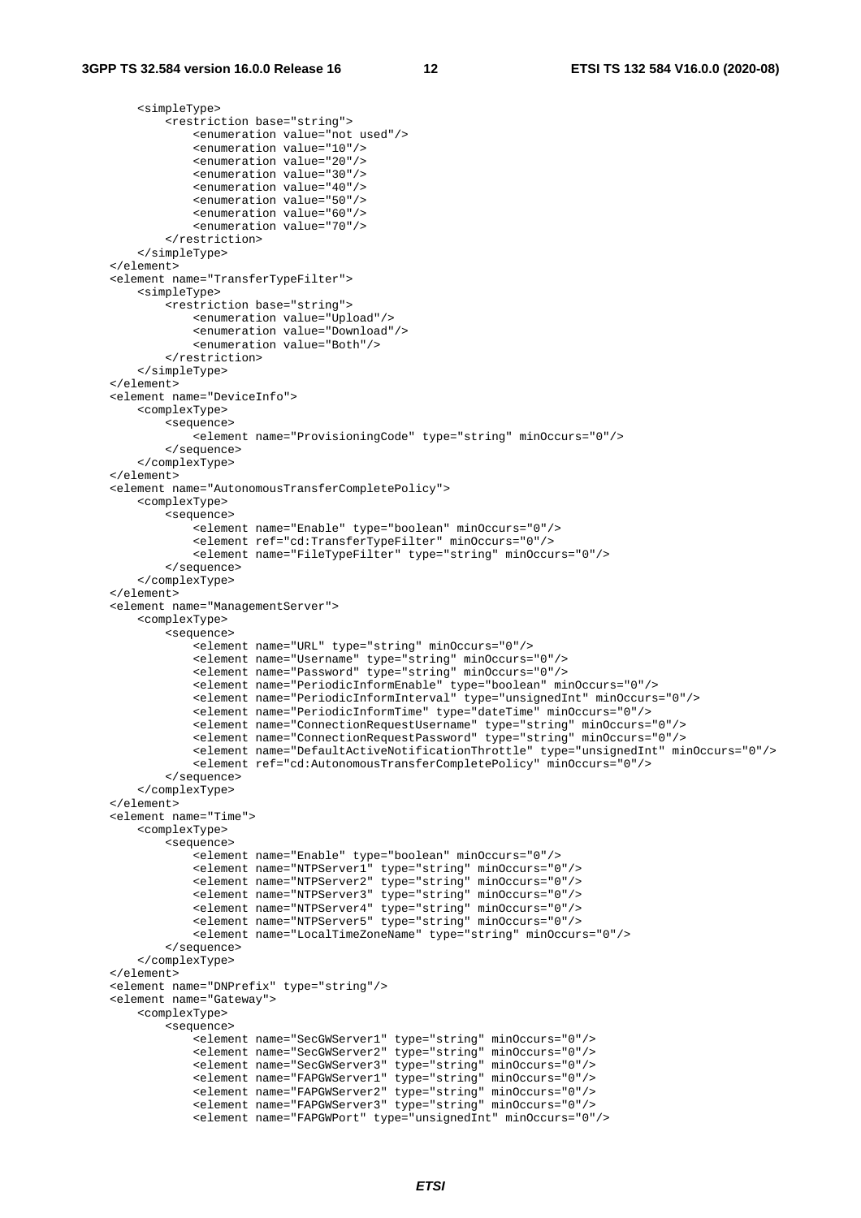```
        <simpleType>
            <restriction base="string">
                <enumeration value="not used"/>
                <enumeration value="10"/>
                <enumeration value="20"/>
                <enumeration value="30"/>
                <enumeration value="40"/>
                <enumeration value="50"/>
                <enumeration value="60"/>
                <enumeration value="70"/>
            </restriction>
        </simpleType>
    </element>
    <element name="TransferTypeFilter">
        <simpleType>
            <restriction base="string">
                <enumeration value="Upload"/>
                <enumeration value="Download"/>
                <enumeration value="Both"/>
            </restriction>
        </simpleType>
    </element>
    <element name="DeviceInfo">
        <complexType>
            <sequence>
                <element name="ProvisioningCode" type="string" minOccurs="0"/>
            </sequence>
        </complexType>
    </element>
    <element name="AutonomousTransferCompletePolicy">
        <complexType>
            <sequence>
                <element name="Enable" type="boolean" minOccurs="0"/>
                <element ref="cd:TransferTypeFilter" minOccurs="0"/>
                <element name="FileTypeFilter" type="string" minOccurs="0"/>
            </sequence>
        </complexType>
    </element>
    <element name="ManagementServer">
        <complexType>
            <sequence>
                <element name="URL" type="string" minOccurs="0"/>
                <element name="Username" type="string" minOccurs="0"/>
                <element name="Password" type="string" minOccurs="0"/>
                <element name="PeriodicInformEnable" type="boolean" minOccurs="0"/>
                <element name="PeriodicInformInterval" type="unsignedInt" minOccurs="0"/>
                <element name="PeriodicInformTime" type="dateTime" minOccurs="0"/>
                <element name="ConnectionRequestUsername" type="string" minOccurs="0"/>
                <element name="ConnectionRequestPassword" type="string" minOccurs="0"/>
                <element name="DefaultActiveNotificationThrottle" type="unsignedInt" minOccurs="0"/>
                <element ref="cd:AutonomousTransferCompletePolicy" minOccurs="0"/>
            </sequence>
        </complexType>
    </element>
    <element name="Time">
        <complexType>
            <sequence>
                <element name="Enable" type="boolean" minOccurs="0"/>
                <element name="NTPServer1" type="string" minOccurs="0"/>
                <element name="NTPServer2" type="string" minOccurs="0"/>
                <element name="NTPServer3" type="string" minOccurs="0"/>
                <element name="NTPServer4" type="string" minOccurs="0"/>
                <element name="NTPServer5" type="string" minOccurs="0"/>
                <element name="LocalTimeZoneName" type="string" minOccurs="0"/>
            </sequence>
        </complexType>
    </element>
    <element name="DNPrefix" type="string"/>
    <element name="Gateway">
        <complexType>
            <sequence>
                <element name="SecGWServer1" type="string" minOccurs="0"/>
                <element name="SecGWServer2" type="string" minOccurs="0"/>
                <element name="SecGWServer3" type="string" minOccurs="0"/>
                <element name="FAPGWServer1" type="string" minOccurs="0"/>
                <element name="FAPGWServer2" type="string" minOccurs="0"/>
                <element name="FAPGWServer3" type="string" minOccurs="0"/>
                <element name="FAPGWPort" type="unsignedInt" minOccurs="0"/>
```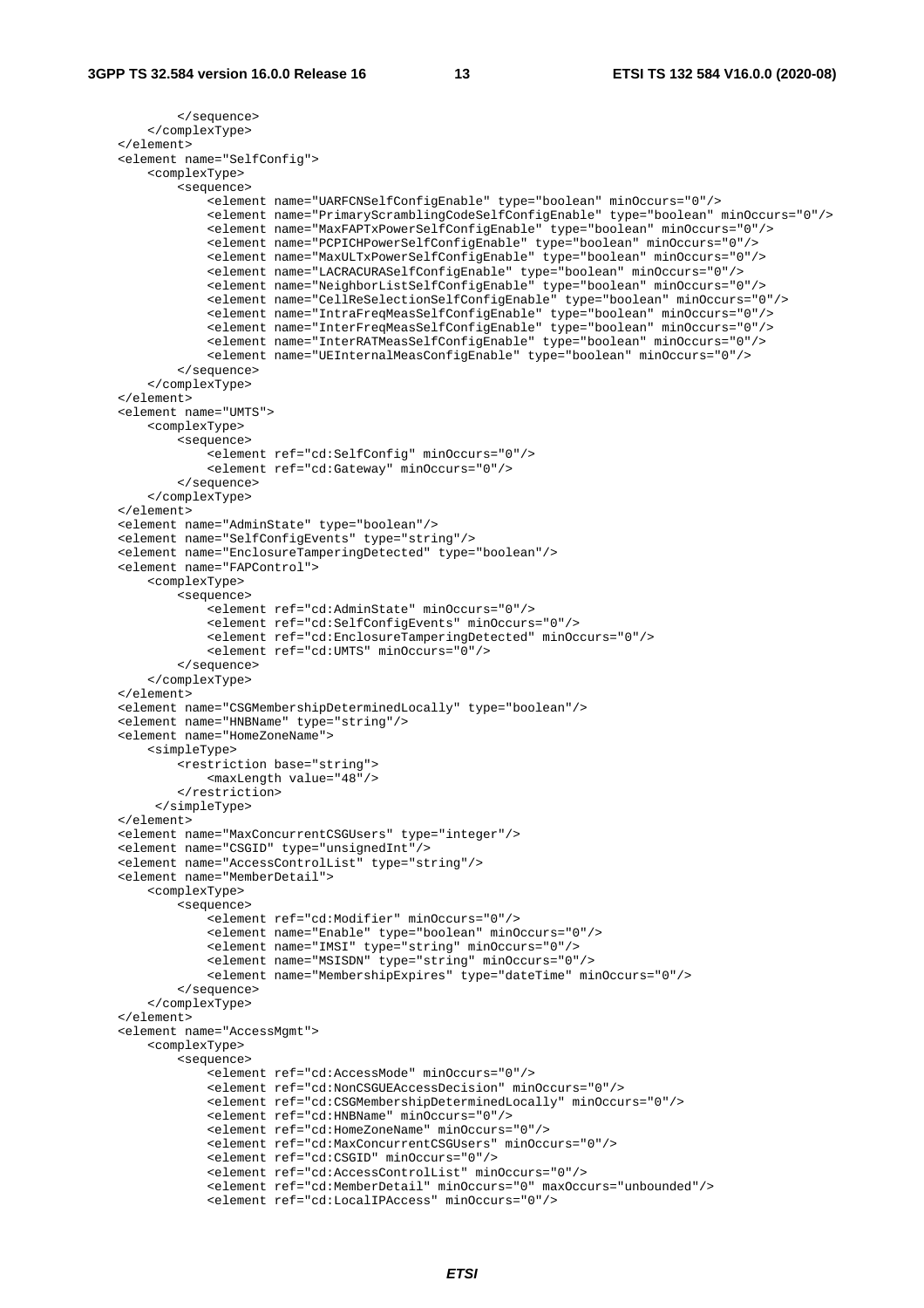```
            </sequence>
        </complexType>
    </element>
    <element name="SelfConfig">
        <complexType>
            <sequence>
                <element name="UARFCNSelfConfigEnable" type="boolean" minOccurs="0"/>
                <element name="PrimaryScramblingCodeSelfConfigEnable" type="boolean" minOccurs="0"/>
                <element name="MaxFAPTxPowerSelfConfigEnable" type="boolean" minOccurs="0"/>
                <element name="PCPICHPowerSelfConfigEnable" type="boolean" minOccurs="0"/>
                <element name="MaxULTxPowerSelfConfigEnable" type="boolean" minOccurs="0"/>
                <element name="LACRACURASelfConfigEnable" type="boolean" minOccurs="0"/>
                <element name="NeighborListSelfConfigEnable" type="boolean" minOccurs="0"/>
                <element name="CellReSelectionSelfConfigEnable" type="boolean" minOccurs="0"/>
                <element name="IntraFreqMeasSelfConfigEnable" type="boolean" minOccurs="0"/>
                <element name="InterFreqMeasSelfConfigEnable" type="boolean" minOccurs="0"/>
                <element name="InterRATMeasSelfConfigEnable" type="boolean" minOccurs="0"/>
                <element name="UEInternalMeasConfigEnable" type="boolean" minOccurs="0"/>
            </sequence>
        </complexType>
    </element>
    <element name="UMTS">
        <complexType>
            <sequence>
                <element ref="cd:SelfConfig" minOccurs="0"/>
                <element ref="cd:Gateway" minOccurs="0"/>
            </sequence>
        </complexType>
    </element>
    <element name="AdminState" type="boolean"/>
    <element name="SelfConfigEvents" type="string"/>
    <element name="EnclosureTamperingDetected" type="boolean"/>
    <element name="FAPControl">
        <complexType>
            <sequence>
                <element ref="cd:AdminState" minOccurs="0"/>
                <element ref="cd:SelfConfigEvents" minOccurs="0"/>
                <element ref="cd:EnclosureTamperingDetected" minOccurs="0"/>
                <element ref="cd:UMTS" minOccurs="0"/>
            </sequence>
        </complexType>
    </element>
    <element name="CSGMembershipDeterminedLocally" type="boolean"/>
    <element name="HNBName" type="string"/>
    <element name="HomeZoneName">
        <simpleType>
            <restriction base="string">
                <maxLength value="48"/>
            </restriction>
         </simpleType>
    </element>
    <element name="MaxConcurrentCSGUsers" type="integer"/>
    <element name="CSGID" type="unsignedInt"/>
    <element name="AccessControlList" type="string"/>
    <element name="MemberDetail">
        <complexType>
            <sequence>
                <element ref="cd:Modifier" minOccurs="0"/>
                <element name="Enable" type="boolean" minOccurs="0"/>
                <element name="IMSI" type="string" minOccurs="0"/>
                <element name="MSISDN" type="string" minOccurs="0"/>
                <element name="MembershipExpires" type="dateTime" minOccurs="0"/>
            </sequence>
        </complexType>
    </element>
    <element name="AccessMgmt">
        <complexType>
            <sequence>
                <element ref="cd:AccessMode" minOccurs="0"/>
                <element ref="cd:NonCSGUEAccessDecision" minOccurs="0"/>
                <element ref="cd:CSGMembershipDeterminedLocally" minOccurs="0"/>
                <element ref="cd:HNBName" minOccurs="0"/>
                <element ref="cd:HomeZoneName" minOccurs="0"/>
                <element ref="cd:MaxConcurrentCSGUsers" minOccurs="0"/>
                <element ref="cd:CSGID" minOccurs="0"/>
                <element ref="cd:AccessControlList" minOccurs="0"/>
                <element ref="cd:MemberDetail" minOccurs="0" maxOccurs="unbounded"/>
                <element ref="cd:LocalIPAccess" minOccurs="0"/>
```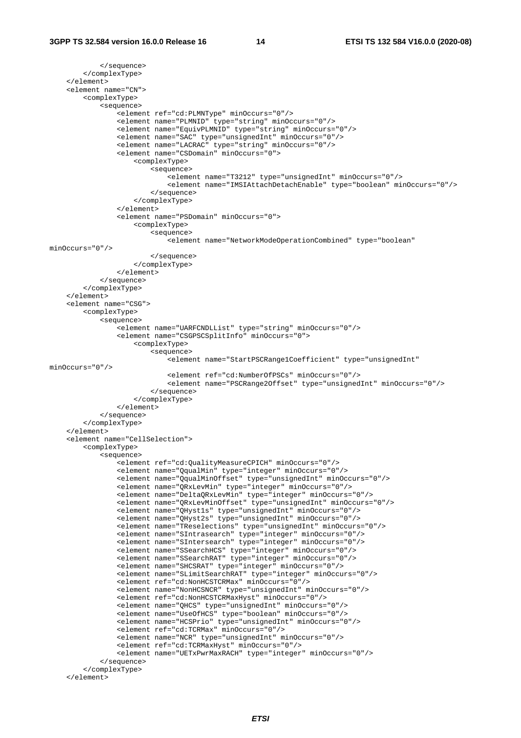```
            </sequence>
        </complexType>
    </element>
    <element name="CN">
        <complexType>
            <sequence>
                <element ref="cd:PLMNType" minOccurs="0"/>
                <element name="PLMNID" type="string" minOccurs="0"/>
                <element name="EquivPLMNID" type="string" minOccurs="0"/>
                <element name="SAC" type="unsignedInt" minOccurs="0"/>
                <element name="LACRAC" type="string" minOccurs="0"/>
                <element name="CSDomain" minOccurs="0">
                    <complexType>
                        <sequence>
                            <element name="T3212" type="unsignedInt" minOccurs="0"/>
                            <element name="IMSIAttachDetachEnable" type="boolean" minOccurs="0"/>
                        </sequence>
                    </complexType>
                </element>
                <element name="PSDomain" minOccurs="0">
                    <complexType>
                        <sequence>
                            <element name="NetworkModeOperationCombined" type="boolean"
minOccurs="0"/>
                        </sequence>
                    </complexType>
                </element>
            </sequence>
        </complexType>
    </element>
    <element name="CSG">
        <complexType>
            <sequence>
                <element name="UARFCNDLList" type="string" minOccurs="0"/>
                <element name="CSGPSCSplitInfo" minOccurs="0">
                    <complexType>
                        <sequence>
                            <element name="StartPSCRange1Coefficient" type="unsignedInt"
minOccurs="0"/>
                            <element ref="cd:NumberOfPSCs" minOccurs="0"/>
                            <element name="PSCRange2Offset" type="unsignedInt" minOccurs="0"/>
                        </sequence>
                    </complexType>
                </element>
            </sequence>
        </complexType>
    </element>
    <element name="CellSelection">
        <complexType>
            <sequence>
                <element ref="cd:QualityMeasureCPICH" minOccurs="0"/>
                <element name="QqualMin" type="integer" minOccurs="0"/>
                <element name="QqualMinOffset" type="unsignedInt" minOccurs="0"/>
                <element name="QRxLevMin" type="integer" minOccurs="0"/>
                <element name="DeltaQRxLevMin" type="integer" minOccurs="0"/>
                <element name="QRxLevMinOffset" type="unsignedInt" minOccurs="0"/>
                <element name="QHyst1s" type="unsignedInt" minOccurs="0"/>
                <element name="QHyst2s" type="unsignedInt" minOccurs="0"/>
                <element name="TReselections" type="unsignedInt" minOccurs="0"/>
                <element name="SIntrasearch" type="integer" minOccurs="0"/>
                <element name="SIntersearch" type="integer" minOccurs="0"/>
                <element name="SSearchHCS" type="integer" minOccurs="0"/>
                <element name="SSearchRAT" type="integer" minOccurs="0"/>
                <element name="SHCSRAT" type="integer" minOccurs="0"/>
                <element name="SLimitSearchRAT" type="integer" minOccurs="0"/>
                <element ref="cd:NonHCSTCRMax" minOccurs="0"/>
                <element name="NonHCSNCR" type="unsignedInt" minOccurs="0"/>
                <element ref="cd:NonHCSTCRMaxHyst" minOccurs="0"/>
                <element name="QHCS" type="unsignedInt" minOccurs="0"/>
                <element name="UseOfHCS" type="boolean" minOccurs="0"/>
                <element name="HCSPrio" type="unsignedInt" minOccurs="0"/>
                <element ref="cd:TCRMax" minOccurs="0"/>
                <element name="NCR" type="unsignedInt" minOccurs="0"/>
                <element ref="cd:TCRMaxHyst" minOccurs="0"/>
                <element name="UETxPwrMaxRACH" type="integer" minOccurs="0"/>
            </sequence>
        </complexType>
    </element>
```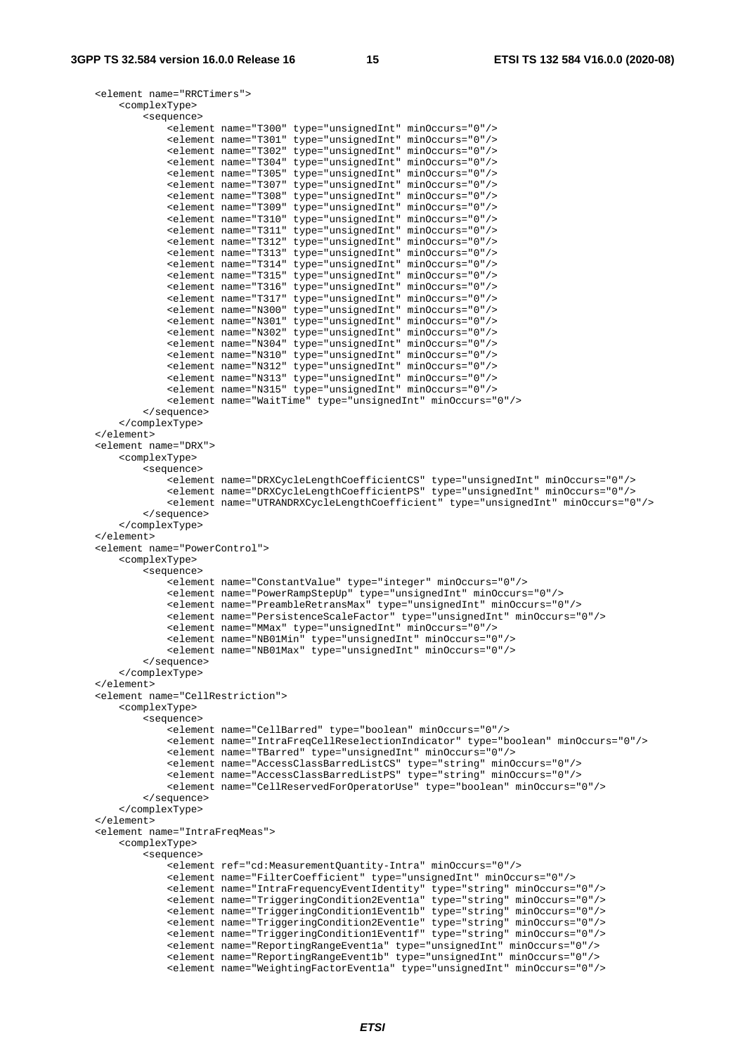```
<element name="RRCTimers">
    <complexType>
        <sequence>
            <element name="T300" type="unsignedInt" minOccurs="0"/>
            <element name="T301" type="unsignedInt" minOccurs="0"/>
            <element name="T302" type="unsignedInt" minOccurs="0"/>
            <element name="T304" type="unsignedInt" minOccurs="0"/>
            <element name="T305" type="unsignedInt" minOccurs="0"/>
            <element name="T307" type="unsignedInt" minOccurs="0"/>
            <element name="T308" type="unsignedInt" minOccurs="0"/>
            <element name="T309" type="unsignedInt" minOccurs="0"/>
            <element name="T310" type="unsignedInt" minOccurs="0"/>
            <element name="T311" type="unsignedInt" minOccurs="0"/>
            <element name="T312" type="unsignedInt" minOccurs="0"/>
            <element name="T313" type="unsignedInt" minOccurs="0"/>
            <element name="T314" type="unsignedInt" minOccurs="0"/>
            <element name="T315" type="unsignedInt" minOccurs="0"/>
            <element name="T316" type="unsignedInt" minOccurs="0"/>
            <element name="T317" type="unsignedInt" minOccurs="0"/>
            <element name="N300" type="unsignedInt" minOccurs="0"/>
            <element name="N301" type="unsignedInt" minOccurs="0"/>
            <element name="N302" type="unsignedInt" minOccurs="0"/>
            <element name="N304" type="unsignedInt" minOccurs="0"/>
            <element name="N310" type="unsignedInt" minOccurs="0"/>
            <element name="N312" type="unsignedInt" minOccurs="0"/>
            <element name="N313" type="unsignedInt" minOccurs="0"/>
            <element name="N315" type="unsignedInt" minOccurs="0"/>
            <element name="WaitTime" type="unsignedInt" minOccurs="0"/>
        </sequence>
    </complexType>
</element>
<element name="DRX">
    <complexType>
        <sequence>
            <element name="DRXCycleLengthCoefficientCS" type="unsignedInt" minOccurs="0"/>
            <element name="DRXCycleLengthCoefficientPS" type="unsignedInt" minOccurs="0"/>
            <element name="UTRANDRXCycleLengthCoefficient" type="unsignedInt" minOccurs="0"/>
        </sequence>
    </complexType>
</element>
<element name="PowerControl">
    <complexType>
        <sequence>
            <element name="ConstantValue" type="integer" minOccurs="0"/>
            <element name="PowerRampStepUp" type="unsignedInt" minOccurs="0"/>
            <element name="PreambleRetransMax" type="unsignedInt" minOccurs="0"/>
            <element name="PersistenceScaleFactor" type="unsignedInt" minOccurs="0"/>
            <element name="MMax" type="unsignedInt" minOccurs="0"/>
            <element name="NB01Min" type="unsignedInt" minOccurs="0"/>
            <element name="NB01Max" type="unsignedInt" minOccurs="0"/>
        </sequence>
    </complexType>
</element>
<element name="CellRestriction">
    <complexType>
        <sequence>
            <element name="CellBarred" type="boolean" minOccurs="0"/>
            <element name="IntraFreqCellReselectionIndicator" type="boolean" minOccurs="0"/>
            <element name="TBarred" type="unsignedInt" minOccurs="0"/>
            <element name="AccessClassBarredListCS" type="string" minOccurs="0"/>
            <element name="AccessClassBarredListPS" type="string" minOccurs="0"/>
            <element name="CellReservedForOperatorUse" type="boolean" minOccurs="0"/>
        </sequence>
    </complexType>
</element>
<element name="IntraFreqMeas">
    <complexType>
        <sequence>
            <element ref="cd:MeasurementQuantity-Intra" minOccurs="0"/>
            <element name="FilterCoefficient" type="unsignedInt" minOccurs="0"/>
            <element name="IntraFrequencyEventIdentity" type="string" minOccurs="0"/>
            <element name="TriggeringCondition2Event1a" type="string" minOccurs="0"/>
            <element name="TriggeringCondition1Event1b" type="string" minOccurs="0"/>
            <element name="TriggeringCondition2Event1e" type="string" minOccurs="0"/>
            <element name="TriggeringCondition1Event1f" type="string" minOccurs="0"/>
            <element name="ReportingRangeEvent1a" type="unsignedInt" minOccurs="0"/>
            <element name="ReportingRangeEvent1b" type="unsignedInt" minOccurs="0"/>
            <element name="WeightingFactorEvent1a" type="unsignedInt" minOccurs="0"/>
```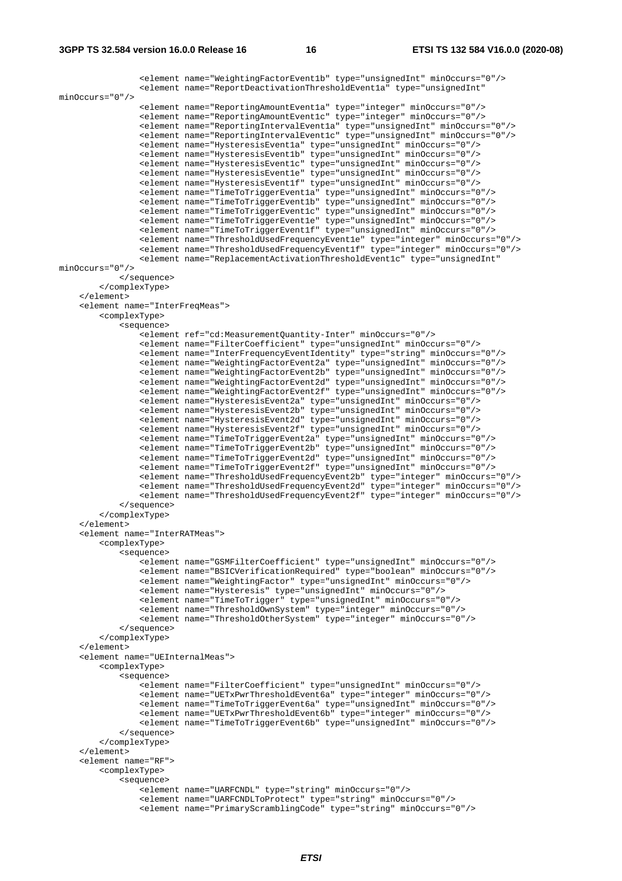```
                <element name="WeightingFactorEvent1b" type="unsignedInt" minOccurs="0"/>
                <element name="ReportDeactivationThresholdEvent1a" type="unsignedInt"
minOccurs="0"/>
                <element name="ReportingAmountEvent1a" type="integer" minOccurs="0"/>
                <element name="ReportingAmountEvent1c" type="integer" minOccurs="0"/>
                <element name="ReportingIntervalEvent1a" type="unsignedInt" minOccurs="0"/>
                <element name="ReportingIntervalEvent1c" type="unsignedInt" minOccurs="0"/>
                <element name="HysteresisEvent1a" type="unsignedInt" minOccurs="0"/>
                <element name="HysteresisEvent1b" type="unsignedInt" minOccurs="0"/>
                <element name="HysteresisEvent1c" type="unsignedInt" minOccurs="0"/>
                <element name="HysteresisEvent1e" type="unsignedInt" minOccurs="0"/>
                <element name="HysteresisEvent1f" type="unsignedInt" minOccurs="0"/>
                <element name="TimeToTriggerEvent1a" type="unsignedInt" minOccurs="0"/>
                <element name="TimeToTriggerEvent1b" type="unsignedInt" minOccurs="0"/>
                <element name="TimeToTriggerEvent1c" type="unsignedInt" minOccurs="0"/>
                <element name="TimeToTriggerEvent1e" type="unsignedInt" minOccurs="0"/>
                <element name="TimeToTriggerEvent1f" type="unsignedInt" minOccurs="0"/>
                <element name="ThresholdUsedFrequencyEvent1e" type="integer" minOccurs="0"/>
                <element name="ThresholdUsedFrequencyEvent1f" type="integer" minOccurs="0"/>
                <element name="ReplacementActivationThresholdEvent1c" type="unsignedInt"
minOccurs="0"/>
            </sequence>
        </complexType>
    </element>
    <element name="InterFreqMeas">
        <complexType>
            <sequence>
                <element ref="cd:MeasurementQuantity-Inter" minOccurs="0"/>
                <element name="FilterCoefficient" type="unsignedInt" minOccurs="0"/>
                <element name="InterFrequencyEventIdentity" type="string" minOccurs="0"/>
                <element name="WeightingFactorEvent2a" type="unsignedInt" minOccurs="0"/>
                <element name="WeightingFactorEvent2b" type="unsignedInt" minOccurs="0"/>
                <element name="WeightingFactorEvent2d" type="unsignedInt" minOccurs="0"/>
                <element name="WeightingFactorEvent2f" type="unsignedInt" minOccurs="0"/>
                <element name="HysteresisEvent2a" type="unsignedInt" minOccurs="0"/>
                <element name="HysteresisEvent2b" type="unsignedInt" minOccurs="0"/>
                <element name="HysteresisEvent2d" type="unsignedInt" minOccurs="0"/>
                <element name="HysteresisEvent2f" type="unsignedInt" minOccurs="0"/>
                <element name="TimeToTriggerEvent2a" type="unsignedInt" minOccurs="0"/>
                <element name="TimeToTriggerEvent2b" type="unsignedInt" minOccurs="0"/>
                <element name="TimeToTriggerEvent2d" type="unsignedInt" minOccurs="0"/>
                <element name="TimeToTriggerEvent2f" type="unsignedInt" minOccurs="0"/>
                <element name="ThresholdUsedFrequencyEvent2b" type="integer" minOccurs="0"/>
                <element name="ThresholdUsedFrequencyEvent2d" type="integer" minOccurs="0"/>
                <element name="ThresholdUsedFrequencyEvent2f" type="integer" minOccurs="0"/>
            </sequence>
        </complexType>
    </element>
    <element name="InterRATMeas">
        <complexType>
            <sequence>
                <element name="GSMFilterCoefficient" type="unsignedInt" minOccurs="0"/>
                <element name="BSICVerificationRequired" type="boolean" minOccurs="0"/>
                <element name="WeightingFactor" type="unsignedInt" minOccurs="0"/>
                <element name="Hysteresis" type="unsignedInt" minOccurs="0"/>
                <element name="TimeToTrigger" type="unsignedInt" minOccurs="0"/>
                <element name="ThresholdOwnSystem" type="integer" minOccurs="0"/>
                <element name="ThresholdOtherSystem" type="integer" minOccurs="0"/>
            </sequence>
        </complexType>
    </element>
    <element name="UEInternalMeas">
        <complexType>
            <sequence>
                <element name="FilterCoefficient" type="unsignedInt" minOccurs="0"/>
                <element name="UETxPwrThresholdEvent6a" type="integer" minOccurs="0"/>
                <element name="TimeToTriggerEvent6a" type="unsignedInt" minOccurs="0"/>
                <element name="UETxPwrThresholdEvent6b" type="integer" minOccurs="0"/>
                <element name="TimeToTriggerEvent6b" type="unsignedInt" minOccurs="0"/>
            </sequence>
        </complexType>
    </element>
    <element name="RF">
        <complexType>
            <sequence>
                <element name="UARFCNDL" type="string" minOccurs="0"/>
                <element name="UARFCNDLToProtect" type="string" minOccurs="0"/>
                <element name="PrimaryScramblingCode" type="string" minOccurs="0"/>
```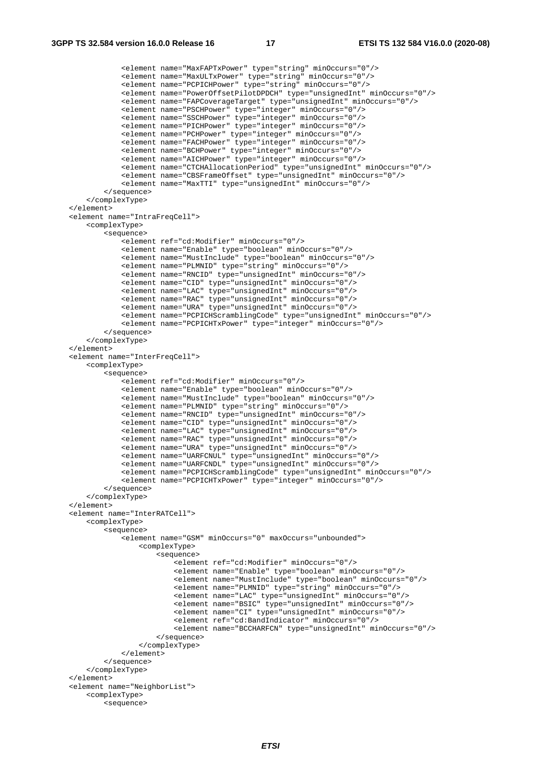```
            <element name="MaxFAPTxPower" type="string" minOccurs="0"/>
            <element name="MaxULTxPower" type="string" minOccurs="0"/>
            <element name="PCPICHPower" type="string" minOccurs="0"/>
            <element name="PowerOffsetPilotDPDCH" type="unsignedInt" minOccurs="0"/>
            <element name="FAPCoverageTarget" type="unsignedInt" minOccurs="0"/>
            <element name="PSCHPower" type="integer" minOccurs="0"/>
            <element name="SSCHPower" type="integer" minOccurs="0"/>
            <element name="PICHPower" type="integer" minOccurs="0"/>
            <element name="PCHPower" type="integer" minOccurs="0"/>
            <element name="FACHPower" type="integer" minOccurs="0"/>
            <element name="BCHPower" type="integer" minOccurs="0"/>
            <element name="AICHPower" type="integer" minOccurs="0"/>
            <element name="CTCHAllocationPeriod" type="unsignedInt" minOccurs="0"/>
            <element name="CBSFrameOffset" type="unsignedInt" minOccurs="0"/>
            <element name="MaxTTI" type="unsignedInt" minOccurs="0"/>
        </sequence>
    </complexType>
</element>
<element name="IntraFreqCell">
    <complexType>
        <sequence>
            <element ref="cd:Modifier" minOccurs="0"/>
            <element name="Enable" type="boolean" minOccurs="0"/>
            <element name="MustInclude" type="boolean" minOccurs="0"/>
            <element name="PLMNID" type="string" minOccurs="0"/>
            <element name="RNCID" type="unsignedInt" minOccurs="0"/>
            <element name="CID" type="unsignedInt" minOccurs="0"/>
            <element name="LAC" type="unsignedInt" minOccurs="0"/>
            <element name="RAC" type="unsignedInt" minOccurs="0"/>
            <element name="URA" type="unsignedInt" minOccurs="0"/>
            <element name="PCPICHScramblingCode" type="unsignedInt" minOccurs="0"/>
            <element name="PCPICHTxPower" type="integer" minOccurs="0"/>
        </sequence>
    </complexType>
</element>
<element name="InterFreqCell">
    <complexType>
        <sequence>
            <element ref="cd:Modifier" minOccurs="0"/>
            <element name="Enable" type="boolean" minOccurs="0"/>
            <element name="MustInclude" type="boolean" minOccurs="0"/>
            <element name="PLMNID" type="string" minOccurs="0"/>
            <element name="RNCID" type="unsignedInt" minOccurs="0"/>
            <element name="CID" type="unsignedInt" minOccurs="0"/>
            <element name="LAC" type="unsignedInt" minOccurs="0"/>
            <element name="RAC" type="unsignedInt" minOccurs="0"/>
            <element name="URA" type="unsignedInt" minOccurs="0"/>
            <element name="UARFCNUL" type="unsignedInt" minOccurs="0"/>
            <element name="UARFCNDL" type="unsignedInt" minOccurs="0"/>
            <element name="PCPICHScramblingCode" type="unsignedInt" minOccurs="0"/>
            <element name="PCPICHTxPower" type="integer" minOccurs="0"/>
        </sequence>
    </complexType>
</element>
<element name="InterRATCell">
    <complexType>
        <sequence>
            <element name="GSM" minOccurs="0" maxOccurs="unbounded">
                <complexType>
                    <sequence>
                        <element ref="cd:Modifier" minOccurs="0"/>
                        <element name="Enable" type="boolean" minOccurs="0"/>
                        <element name="MustInclude" type="boolean" minOccurs="0"/>
                        <element name="PLMNID" type="string" minOccurs="0"/>
                        <element name="LAC" type="unsignedInt" minOccurs="0"/>
                        <element name="BSIC" type="unsignedInt" minOccurs="0"/>
                        <element name="CI" type="unsignedInt" minOccurs="0"/>
                        <element ref="cd:BandIndicator" minOccurs="0"/>
                        <element name="BCCHARFCN" type="unsignedInt" minOccurs="0"/>
                    </sequence>
                </complexType>
            </element>
        </sequence>
    </complexType>
</element>
<element name="NeighborList">
    <complexType>
        <sequence>
```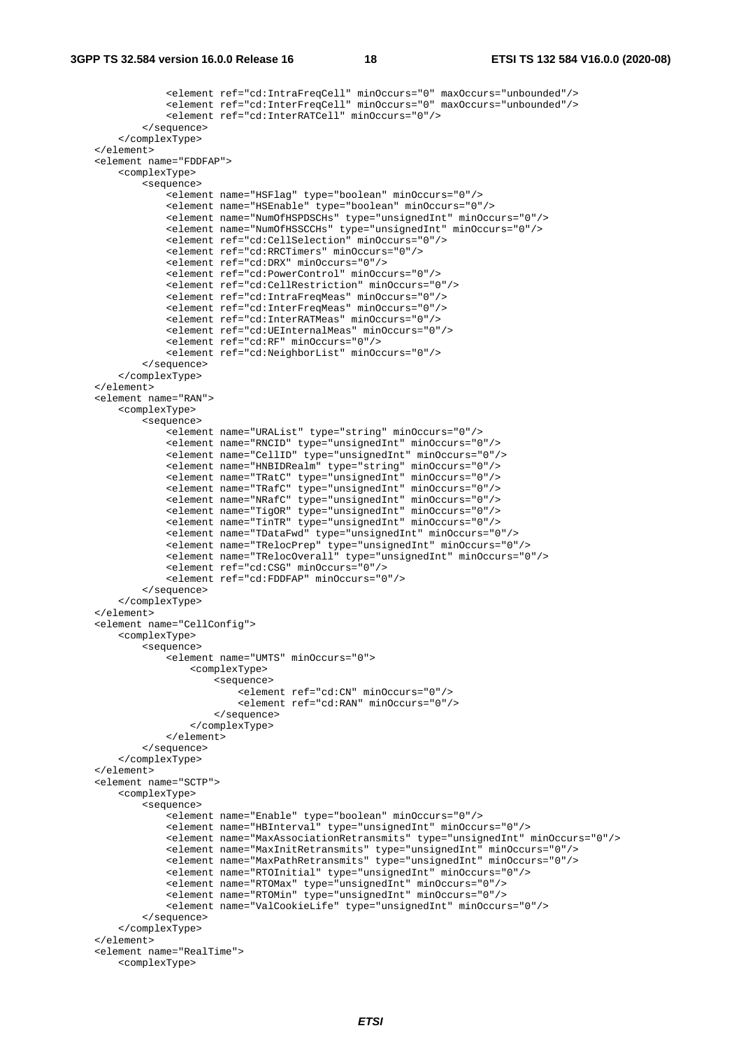```
            <element ref="cd:IntraFreqCell" minOccurs="0" maxOccurs="unbounded"/>
            <element ref="cd:InterFreqCell" minOccurs="0" maxOccurs="unbounded"/>
            <element ref="cd:InterRATCell" minOccurs="0"/>
        </sequence>
    </complexType>
</element>
<element name="FDDFAP">
    <complexType>
        <sequence>
            <element name="HSFlag" type="boolean" minOccurs="0"/>
            <element name="HSEnable" type="boolean" minOccurs="0"/>
            <element name="NumOfHSPDSCHs" type="unsignedInt" minOccurs="0"/>
            <element name="NumOfHSSCCHs" type="unsignedInt" minOccurs="0"/>
            <element ref="cd:CellSelection" minOccurs="0"/>
            <element ref="cd:RRCTimers" minOccurs="0"/>
            <element ref="cd:DRX" minOccurs="0"/>
            <element ref="cd:PowerControl" minOccurs="0"/>
            <element ref="cd:CellRestriction" minOccurs="0"/>
            <element ref="cd:IntraFreqMeas" minOccurs="0"/>
            <element ref="cd:InterFreqMeas" minOccurs="0"/>
            <element ref="cd:InterRATMeas" minOccurs="0"/>
            <element ref="cd:UEInternalMeas" minOccurs="0"/>
            <element ref="cd:RF" minOccurs="0"/>
            <element ref="cd:NeighborList" minOccurs="0"/>
        </sequence>
    </complexType>
</element>
<element name="RAN">
    <complexType>
        <sequence>
            <element name="URAList" type="string" minOccurs="0"/>
            <element name="RNCID" type="unsignedInt" minOccurs="0"/>
            <element name="CellID" type="unsignedInt" minOccurs="0"/>
            <element name="HNBIDRealm" type="string" minOccurs="0"/>
            <element name="TRatC" type="unsignedInt" minOccurs="0"/>
            <element name="TRafC" type="unsignedInt" minOccurs="0"/>
            <element name="NRafC" type="unsignedInt" minOccurs="0"/>
            <element name="TigOR" type="unsignedInt" minOccurs="0"/>
            <element name="TinTR" type="unsignedInt" minOccurs="0"/>
            <element name="TDataFwd" type="unsignedInt" minOccurs="0"/>
            <element name="TRelocPrep" type="unsignedInt" minOccurs="0"/>
            <element name="TRelocOverall" type="unsignedInt" minOccurs="0"/>
            <element ref="cd:CSG" minOccurs="0"/>
            <element ref="cd:FDDFAP" minOccurs="0"/>
        </sequence>
    </complexType>
</element>
<element name="CellConfig">
    <complexType>
        <sequence>
            <element name="UMTS" minOccurs="0">
                <complexType>
                    <sequence>
                        <element ref="cd:CN" minOccurs="0"/>
                        <element ref="cd:RAN" minOccurs="0"/>
                    </sequence>
                </complexType>
            </element>
        </sequence>
    </complexType>
</element>
<element name="SCTP">
    <complexType>
        <sequence>
            <element name="Enable" type="boolean" minOccurs="0"/>
            <element name="HBInterval" type="unsignedInt" minOccurs="0"/>
            <element name="MaxAssociationRetransmits" type="unsignedInt" minOccurs="0"/>
            <element name="MaxInitRetransmits" type="unsignedInt" minOccurs="0"/>
            <element name="MaxPathRetransmits" type="unsignedInt" minOccurs="0"/>
            <element name="RTOInitial" type="unsignedInt" minOccurs="0"/>
            <element name="RTOMax" type="unsignedInt" minOccurs="0"/>
            <element name="RTOMin" type="unsignedInt" minOccurs="0"/>
            <element name="ValCookieLife" type="unsignedInt" minOccurs="0"/>
        </sequence>
    </complexType>
</element>
<element name="RealTime">
    <complexType>
```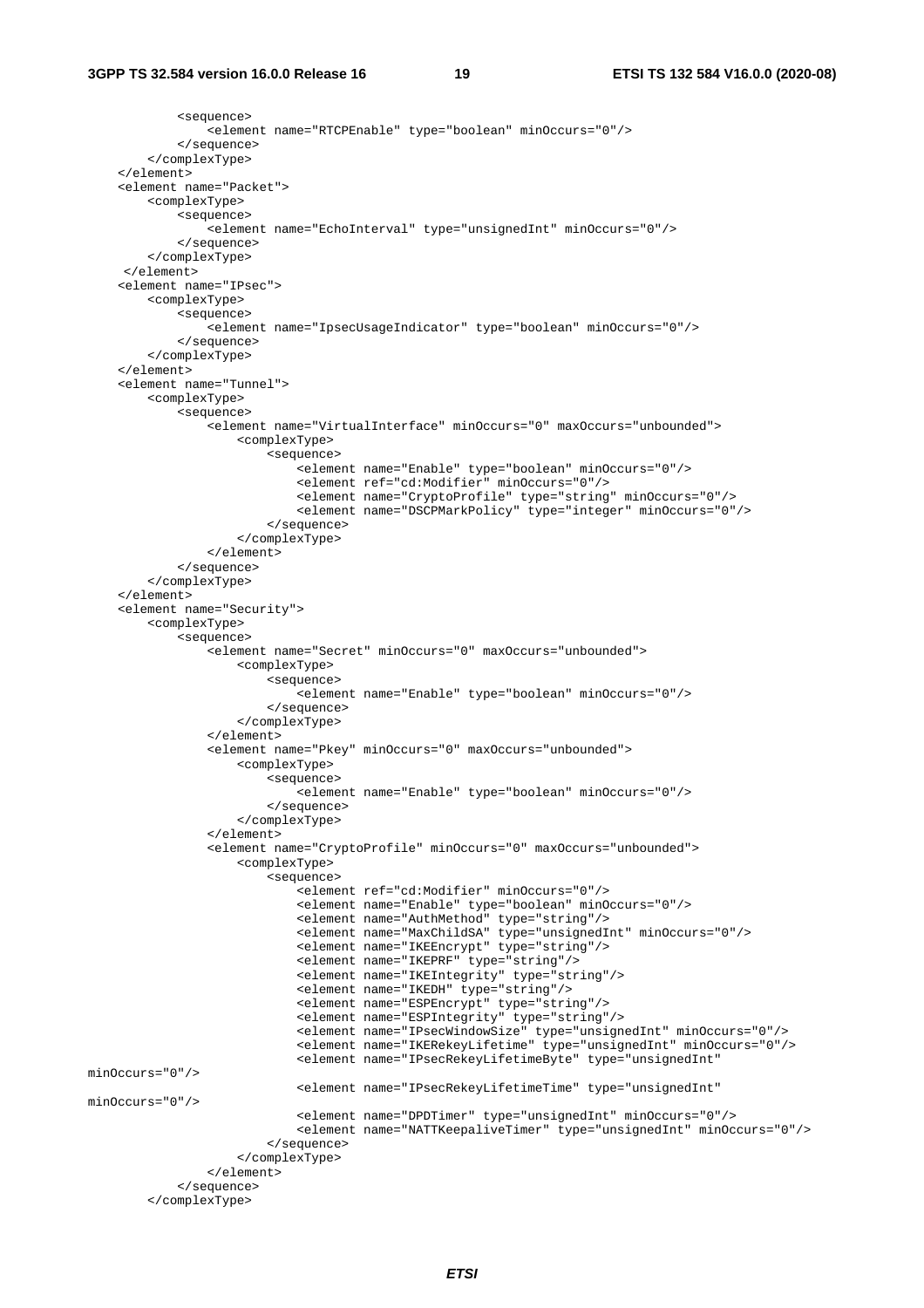```
            <sequence>
                <element name="RTCPEnable" type="boolean" minOccurs="0"/>
            </sequence>
        </complexType>
    </element>
    <element name="Packet">
        <complexType>
            <sequence>
                <element name="EchoInterval" type="unsignedInt" minOccurs="0"/>
            </sequence>
        </complexType>
     </element>
    <element name="IPsec">
        <complexType>
            <sequence>
                <element name="IpsecUsageIndicator" type="boolean" minOccurs="0"/>
            </sequence>
        </complexType>
    </element>
    <element name="Tunnel">
        <complexType>
            <sequence>
                <element name="VirtualInterface" minOccurs="0" maxOccurs="unbounded">
                    <complexType>
                        <sequence>
                            <element name="Enable" type="boolean" minOccurs="0"/>
                            <element ref="cd:Modifier" minOccurs="0"/>
                            <element name="CryptoProfile" type="string" minOccurs="0"/>
                            <element name="DSCPMarkPolicy" type="integer" minOccurs="0"/>
                        </sequence>
                    </complexType>
                </element>
            </sequence>
        </complexType>
    </element>
    <element name="Security">
        <complexType>
            <sequence>
                <element name="Secret" minOccurs="0" maxOccurs="unbounded">
                    <complexType>
                        <sequence>
                            <element name="Enable" type="boolean" minOccurs="0"/>
                        </sequence>
                    </complexType>
                </element>
                <element name="Pkey" minOccurs="0" maxOccurs="unbounded">
                    <complexType>
                        <sequence>
                            <element name="Enable" type="boolean" minOccurs="0"/>
                        </sequence>
                    </complexType>
                </element>
                <element name="CryptoProfile" minOccurs="0" maxOccurs="unbounded">
                    <complexType>
                        <sequence>
                            <element ref="cd:Modifier" minOccurs="0"/>
                            <element name="Enable" type="boolean" minOccurs="0"/>
                            <element name="AuthMethod" type="string"/>
                            <element name="MaxChildSA" type="unsignedInt" minOccurs="0"/>
                            <element name="IKEEncrypt" type="string"/>
                            <element name="IKEPRF" type="string"/>
                            <element name="IKEIntegrity" type="string"/>
                            <element name="IKEDH" type="string"/>
                            <element name="ESPEncrypt" type="string"/>
                            <element name="ESPIntegrity" type="string"/>
                            <element name="IPsecWindowSize" type="unsignedInt" minOccurs="0"/>
                            <element name="IKERekeyLifetime" type="unsignedInt" minOccurs="0"/>
                            <element name="IPsecRekeyLifetimeByte" type="unsignedInt" 
minOccurs="0"/>
                            <element name="IPsecRekeyLifetimeTime" type="unsignedInt" 
minOccurs="0"/>
                            <element name="DPDTimer" type="unsignedInt" minOccurs="0"/>
                            <element name="NATTKeepaliveTimer" type="unsignedInt" minOccurs="0"/>
                        </sequence>
                    </complexType>
                </element>
            </sequence>
        </complexType>
```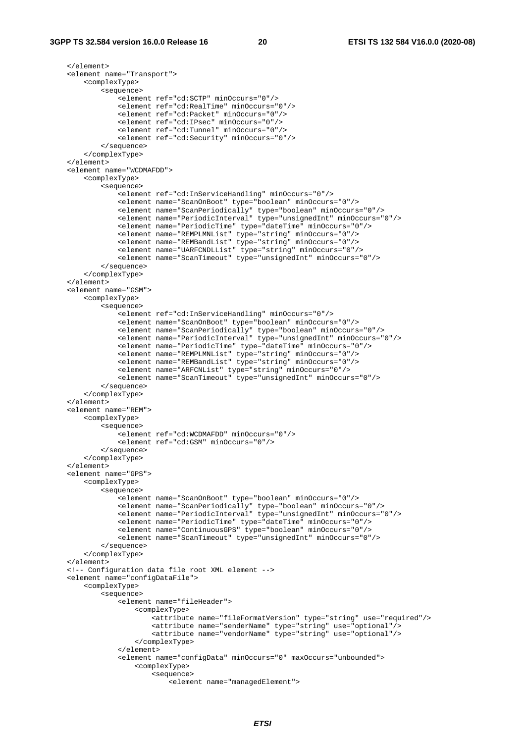```
</element>
<element name="Transport">
    <complexType>
        <sequence>
            <element ref="cd:SCTP" minOccurs="0"/>
            <element ref="cd:RealTime" minOccurs="0"/>
            <element ref="cd:Packet" minOccurs="0"/>
            <element ref="cd:IPsec" minOccurs="0"/>
            <element ref="cd:Tunnel" minOccurs="0"/>
            <element ref="cd:Security" minOccurs="0"/>
        </sequence>
    </complexType>
</element>
<element name="WCDMAFDD">
    <complexType>
        <sequence>
            <element ref="cd:InServiceHandling" minOccurs="0"/>
            <element name="ScanOnBoot" type="boolean" minOccurs="0"/>
            <element name="ScanPeriodically" type="boolean" minOccurs="0"/>
            <element name="PeriodicInterval" type="unsignedInt" minOccurs="0"/>
            <element name="PeriodicTime" type="dateTime" minOccurs="0"/>
            <element name="REMPLMNList" type="string" minOccurs="0"/>
            <element name="REMBandList" type="string" minOccurs="0"/>
            <element name="UARFCNDLList" type="string" minOccurs="0"/>
            <element name="ScanTimeout" type="unsignedInt" minOccurs="0"/>
        </sequence>
    </complexType>
</element>
<element name="GSM">
    <complexType>
        <sequence>
            <element ref="cd:InServiceHandling" minOccurs="0"/>
            <element name="ScanOnBoot" type="boolean" minOccurs="0"/>
            <element name="ScanPeriodically" type="boolean" minOccurs="0"/>
            <element name="PeriodicInterval" type="unsignedInt" minOccurs="0"/>
            <element name="PeriodicTime" type="dateTime" minOccurs="0"/>
            <element name="REMPLMNList" type="string" minOccurs="0"/>
            <element name="REMBandList" type="string" minOccurs="0"/>
            <element name="ARFCNList" type="string" minOccurs="0"/>
            <element name="ScanTimeout" type="unsignedInt" minOccurs="0"/>
        </sequence>
    </complexType>
</element>
<element name="REM">
    <complexType>
        <sequence>
            <element ref="cd:WCDMAFDD" minOccurs="0"/>
            <element ref="cd:GSM" minOccurs="0"/>
        </sequence>
    </complexType>
</element>
<element name="GPS">
    <complexType>
        <sequence>
            <element name="ScanOnBoot" type="boolean" minOccurs="0"/>
            <element name="ScanPeriodically" type="boolean" minOccurs="0"/>
            <element name="PeriodicInterval" type="unsignedInt" minOccurs="0"/>
            <element name="PeriodicTime" type="dateTime" minOccurs="0"/>
            <element name="ContinuousGPS" type="boolean" minOccurs="0"/>
            <element name="ScanTimeout" type="unsignedInt" minOccurs="0"/>
        </sequence>
    </complexType>
</element>
<!-- Configuration data file root XML element -->
<element name="configDataFile">
    <complexType>
        <sequence>
            <element name="fileHeader">
                <complexType>
                    <attribute name="fileFormatVersion" type="string" use="required"/>
                    <attribute name="senderName" type="string" use="optional"/>
                    <attribute name="vendorName" type="string" use="optional"/>
                </complexType>
            </element>
            <element name="configData" minOccurs="0" maxOccurs="unbounded">
                <complexType>
                    <sequence>
                        <element name="managedElement">
```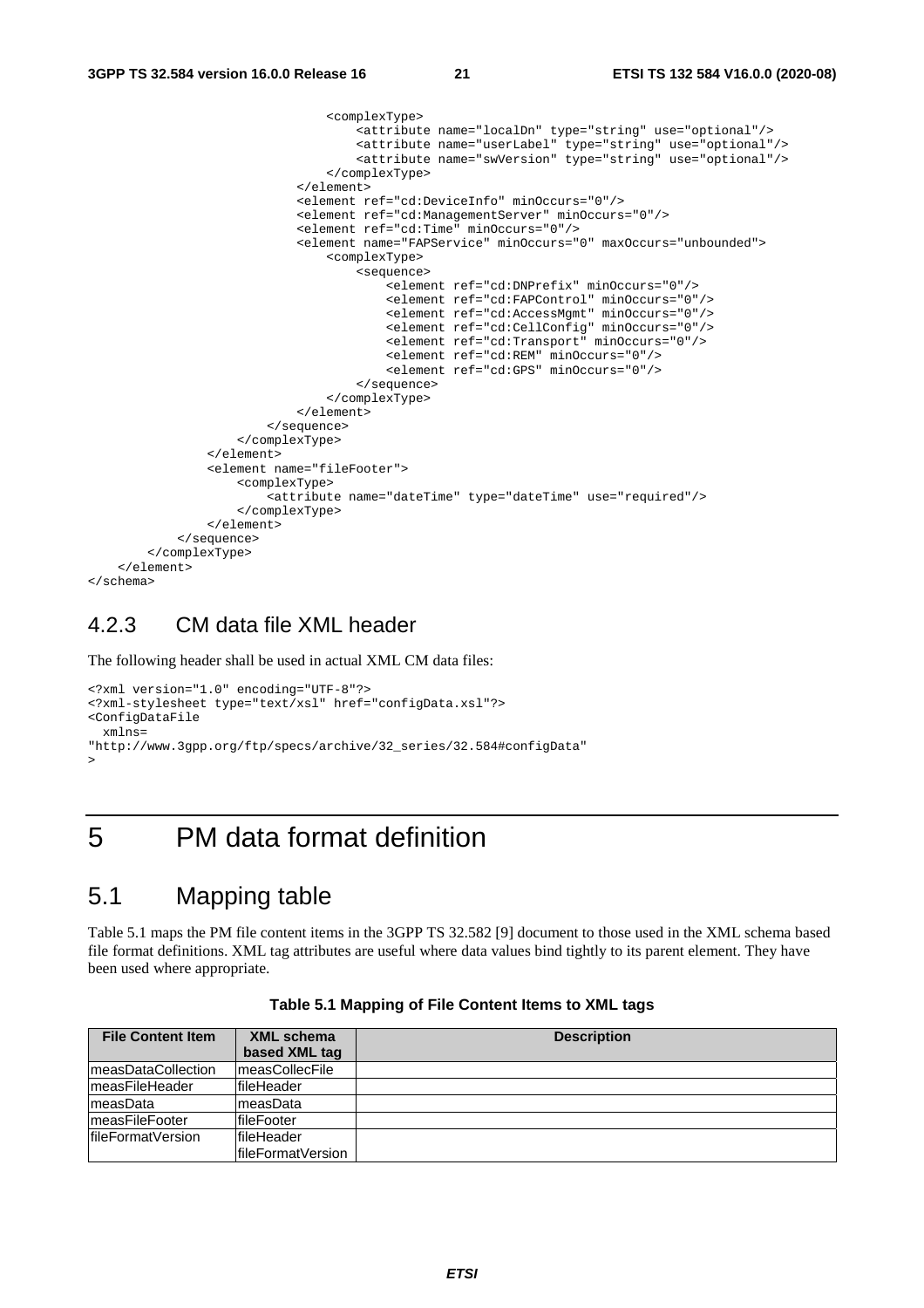```
                                <complexType>
                                    <attribute name="localDn" type="string" use="optional"/>
                                    <attribute name="userLabel" type="string" use="optional"/>
                                    <attribute name="swVersion" type="string" use="optional"/>
                                </complexType>
                            </element>
                            <element ref="cd:DeviceInfo" minOccurs="0"/>
                            <element ref="cd:ManagementServer" minOccurs="0"/>
                            <element ref="cd:Time" minOccurs="0"/>
                            <element name="FAPService" minOccurs="0" maxOccurs="unbounded">
                                <complexType>
                                    <sequence>
                                        <element ref="cd:DNPrefix" minOccurs="0"/>
                                        <element ref="cd:FAPControl" minOccurs="0"/>
                                        <element ref="cd:AccessMgmt" minOccurs="0"/>
                                        <element ref="cd:CellConfig" minOccurs="0"/>
                                        <element ref="cd:Transport" minOccurs="0"/>
                                        <element ref="cd:REM" minOccurs="0"/>
                                        <element ref="cd:GPS" minOccurs="0"/>
                                    </sequence>
                                </complexType>
                            </element>
                        </sequence>
                    </complexType>
                </element>
                <element name="fileFooter">
                    <complexType>
                        <attribute name="dateTime" type="dateTime" use="required"/>
                    </complexType>
                </element>
            </sequence>
        </complexType>
    </element>
</schema>
```

### 4.2.3 CM data file XML header

The following header shall be used in actual XML CM data files:

```
<?xml version="1.0" encoding="UTF-8"?>
<?xml-stylesheet type="text/xsl" href="configData.xsl"?>
<ConfigDataFile
  xmlns=
"http://www.3gpp.org/ftp/specs/archive/32_series/32.584#configData"
>
```

# 5 PM data format definition

## 5.1 Mapping table

Table 5.1 maps the PM file content items in the 3GPP TS 32.582 [9] document to those used in the XML schema based file format definitions. XML tag attributes are useful where data values bind tightly to its parent element. They have been used where appropriate.

**Table 5.1 Mapping of File Content Items to XML tags**

| File Content Item | XML schema based XML tag | Description |
|---|---|---|
| measDataCollection | measCollecFile | |
| measFileHeader | fileHeader | |
| measData | measData | |
| measFileFooter | fileFooter | |
| fileFormatVersion | fileHeader fileFormatVersion | |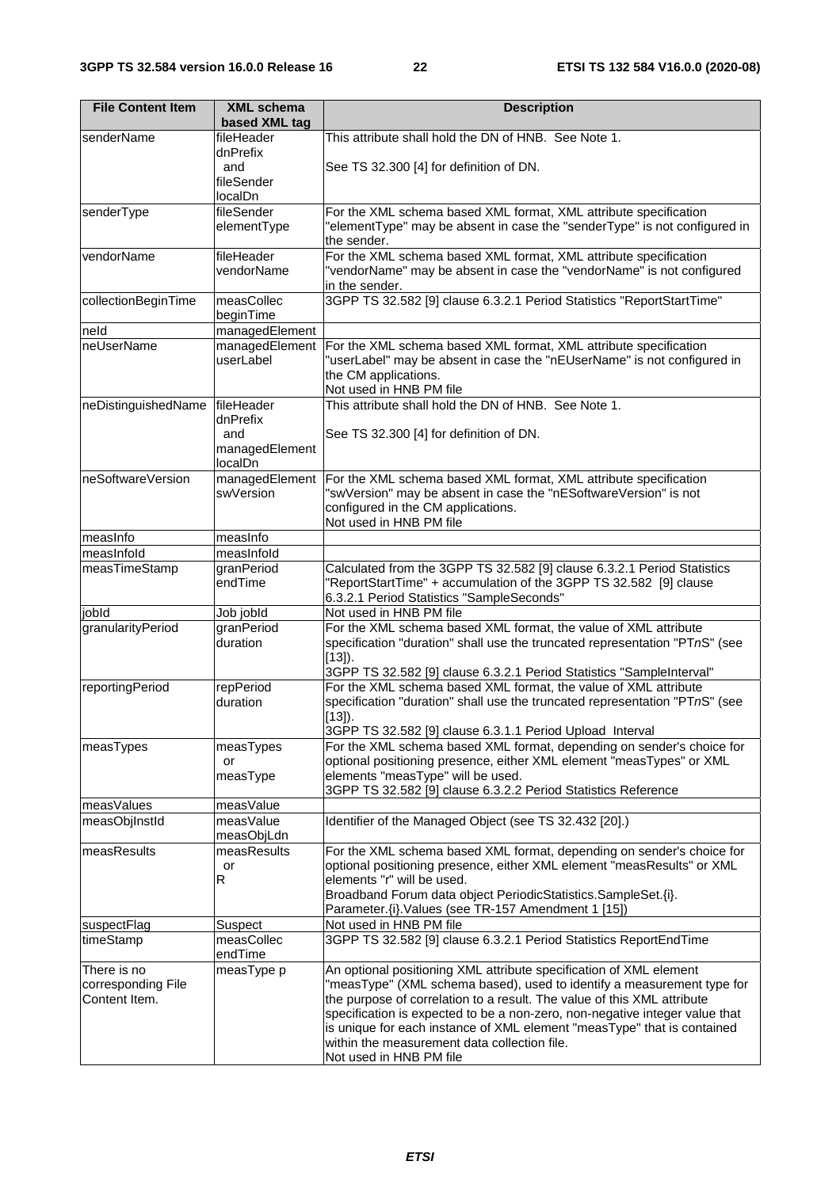| File Content Item | XML schema based XML tag | Description |
| --- | --- | --- |
| senderName | fileHeader dnPrefix and fileSender localDn | This attribute shall hold the DN of HNB. See Note 1.<br><br>See TS 32.300 [4] for definition of DN. |
| senderType | fileSender elementType | For the XML schema based XML format, XML attribute specification "elementType" may be absent in case the "senderType" is not configured in the sender. |
| vendorName | fileHeader vendorName | For the XML schema based XML format, XML attribute specification "vendorName" may be absent in case the "vendorName" is not configured in the sender. |
| collectionBeginTime | measCollec beginTime | 3GPP TS 32.582 [9] clause 6.3.2.1 Period Statistics "ReportStartTime" |
| neId | managedElement | |
| neUserName | managedElement userLabel | For the XML schema based XML format, XML attribute specification "userLabel" may be absent in case the "nEUserName" is not configured in the CM applications.<br>Not used in HNB PM file |
| neDistinguishedName | fileHeader dnPrefix and managedElement localDn | This attribute shall hold the DN of HNB. See Note 1.<br><br>See TS 32.300 [4] for definition of DN. |
| neSoftwareVersion | managedElement swVersion | For the XML schema based XML format, XML attribute specification "swVersion" may be absent in case the "nESoftwareVersion" is not configured in the CM applications.<br>Not used in HNB PM file |
| measInfo | measInfo | |
| measInfoId | measInfoId | |
| measTimeStamp | granPeriod endTime | Calculated from the 3GPP TS 32.582 [9] clause 6.3.2.1 Period Statistics "ReportStartTime" + accumulation of the 3GPP TS 32.582 [9] clause 6.3.2.1 Period Statistics "SampleSeconds" |
| jobId | Job jobId | Not used in HNB PM file |
| granularityPeriod | granPeriod duration | For the XML schema based XML format, the value of XML attribute specification "duration" shall use the truncated representation "PT*n*S" (see [13]).<br>3GPP TS 32.582 [9] clause 6.3.2.1 Period Statistics "SampleInterval" |
| reportingPeriod | repPeriod duration | For the XML schema based XML format, the value of XML attribute specification "duration" shall use the truncated representation "PT*n*S" (see [13]).<br>3GPP TS 32.582 [9] clause 6.3.1.1 Period Upload Interval |
| measTypes | measTypes or measType | For the XML schema based XML format, depending on sender's choice for optional positioning presence, either XML element "measTypes" or XML elements "measType" will be used.<br>3GPP TS 32.582 [9] clause 6.3.2.2 Period Statistics Reference |
| measValues | measValue | |
| measObjInstId | measValue measObjLdn | Identifier of the Managed Object (see TS 32.432 [20].) |
| measResults | measResults or R | For the XML schema based XML format, depending on sender's choice for optional positioning presence, either XML element "measResults" or XML elements "r" will be used.<br>Broadband Forum data object PeriodicStatistics.SampleSet.{i}. Parameter.{i}.Values (see TR-157 Amendment 1 [15]) |
| suspectFlag | Suspect | Not used in HNB PM file |
| timeStamp | measCollec endTime | 3GPP TS 32.582 [9] clause 6.3.2.1 Period Statistics ReportEndTime |
| There is no corresponding File Content Item. | measType p | An optional positioning XML attribute specification of XML element "measType" (XML schema based), used to identify a measurement type for the purpose of correlation to a result. The value of this XML attribute specification is expected to be a non-zero, non-negative integer value that is unique for each instance of XML element "measType" that is contained within the measurement data collection file.<br>Not used in HNB PM file |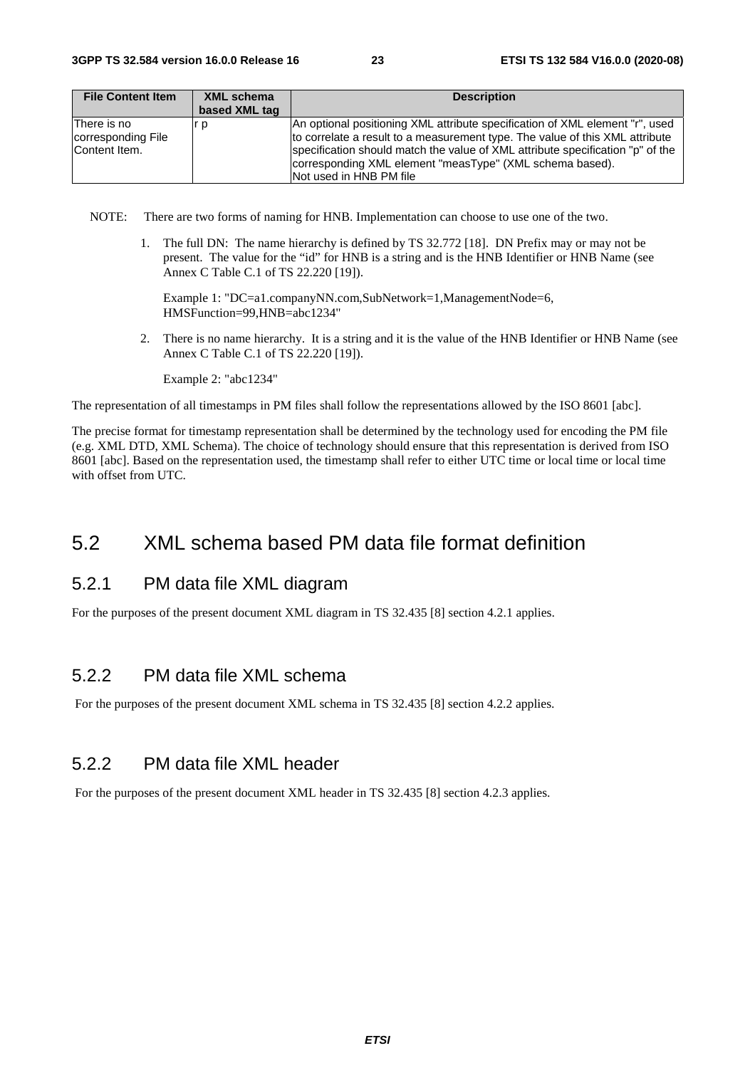| File Content Item | XML schema based XML tag | Description |
| --- | --- | --- |
| There is no corresponding File Content Item. | r p | An optional positioning XML attribute specification of XML element "r", used to correlate a result to a measurement type. The value of this XML attribute specification should match the value of XML attribute specification "p" of the corresponding XML element "measType" (XML schema based).<br>Not used in HNB PM file |

NOTE: There are two forms of naming for HNB. Implementation can choose to use one of the two.

1. The full DN: The name hierarchy is defined by TS 32.772 [18]. DN Prefix may or may not be present. The value for the "id" for HNB is a string and is the HNB Identifier or HNB Name (see Annex C Table C.1 of TS 22.220 [19]).

   Example 1: "DC=a1.companyNN.com,SubNetwork=1,ManagementNode=6, HMSFunction=99,HNB=abc1234"

2. There is no name hierarchy. It is a string and it is the value of the HNB Identifier or HNB Name (see Annex C Table C.1 of TS 22.220 [19]).

   Example 2: "abc1234"

The representation of all timestamps in PM files shall follow the representations allowed by the ISO 8601 [abc].

The precise format for timestamp representation shall be determined by the technology used for encoding the PM file (e.g. XML DTD, XML Schema). The choice of technology should ensure that this representation is derived from ISO 8601 [abc]. Based on the representation used, the timestamp shall refer to either UTC time or local time or local time with offset from UTC.

## 5.2 XML schema based PM data file format definition

### 5.2.1 PM data file XML diagram

For the purposes of the present document XML diagram in TS 32.435 [8] section 4.2.1 applies.

### 5.2.2 PM data file XML schema

For the purposes of the present document XML schema in TS 32.435 [8] section 4.2.2 applies.

### 5.2.2 PM data file XML header

For the purposes of the present document XML header in TS 32.435 [8] section 4.2.3 applies.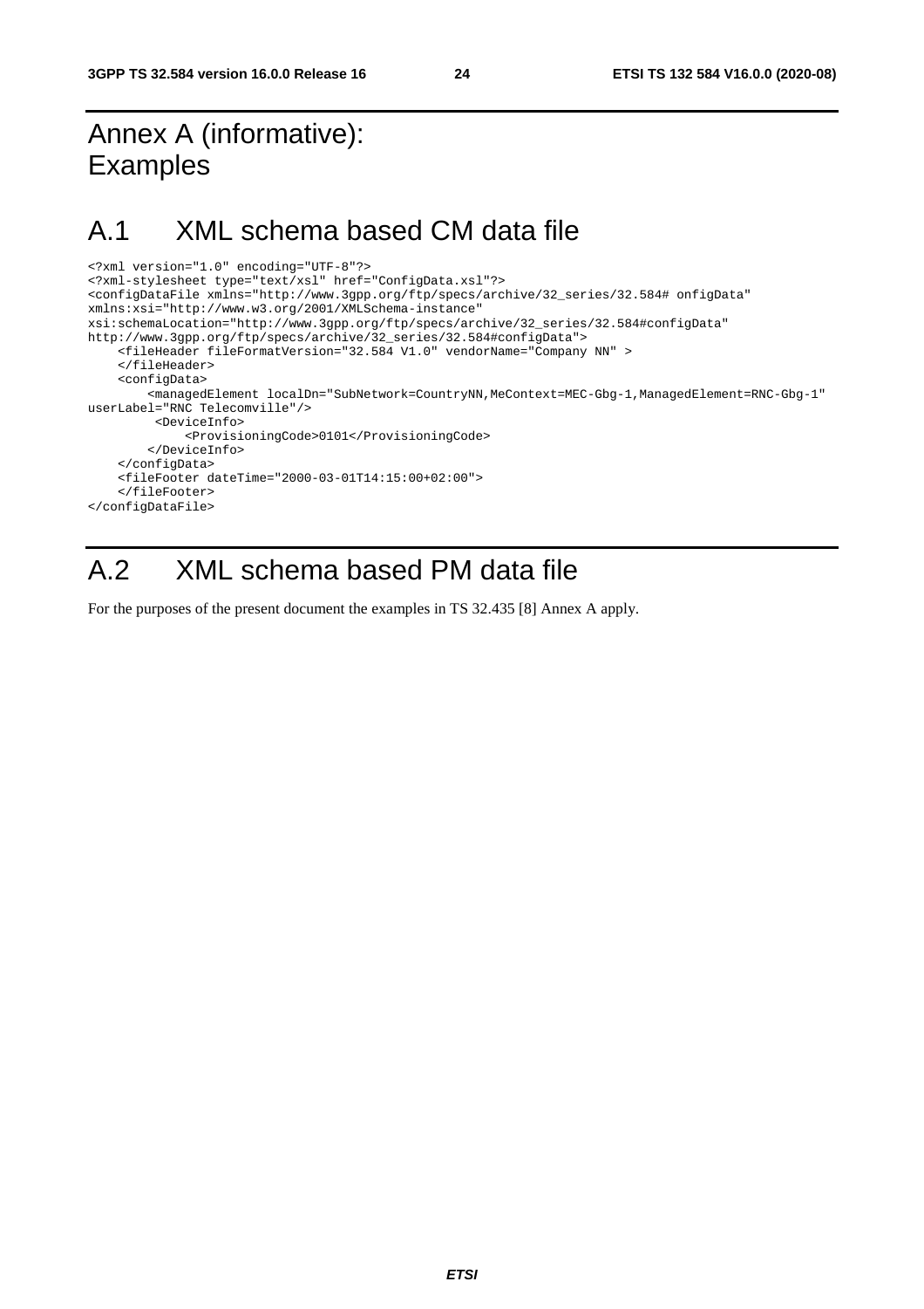# Annex A (informative): Examples

# A.1 XML schema based CM data file

```
<?xml version="1.0" encoding="UTF-8"?>
<?xml-stylesheet type="text/xsl" href="ConfigData.xsl"?>
<configDataFile xmlns="http://www.3gpp.org/ftp/specs/archive/32_series/32.584# onfigData"
xmlns:xsi="http://www.w3.org/2001/XMLSchema-instance"
xsi:schemaLocation="http://www.3gpp.org/ftp/specs/archive/32_series/32.584#configData"
http://www.3gpp.org/ftp/specs/archive/32_series/32.584#configData">
    <fileHeader fileFormatVersion="32.584 V1.0" vendorName="Company NN" >
    </fileHeader>
    <configData>
        <managedElement localDn="SubNetwork=CountryNN,MeContext=MEC-Gbg-1,ManagedElement=RNC-Gbg-1"
userLabel="RNC Telecomville"/>
         <DeviceInfo>
             <ProvisioningCode>0101</ProvisioningCode>
        </DeviceInfo>
    </configData>
    <fileFooter dateTime="2000-03-01T14:15:00+02:00">
    </fileFooter>
</configDataFile>
```

# A.2 XML schema based PM data file

For the purposes of the present document the examples in TS 32.435 [8] Annex A apply.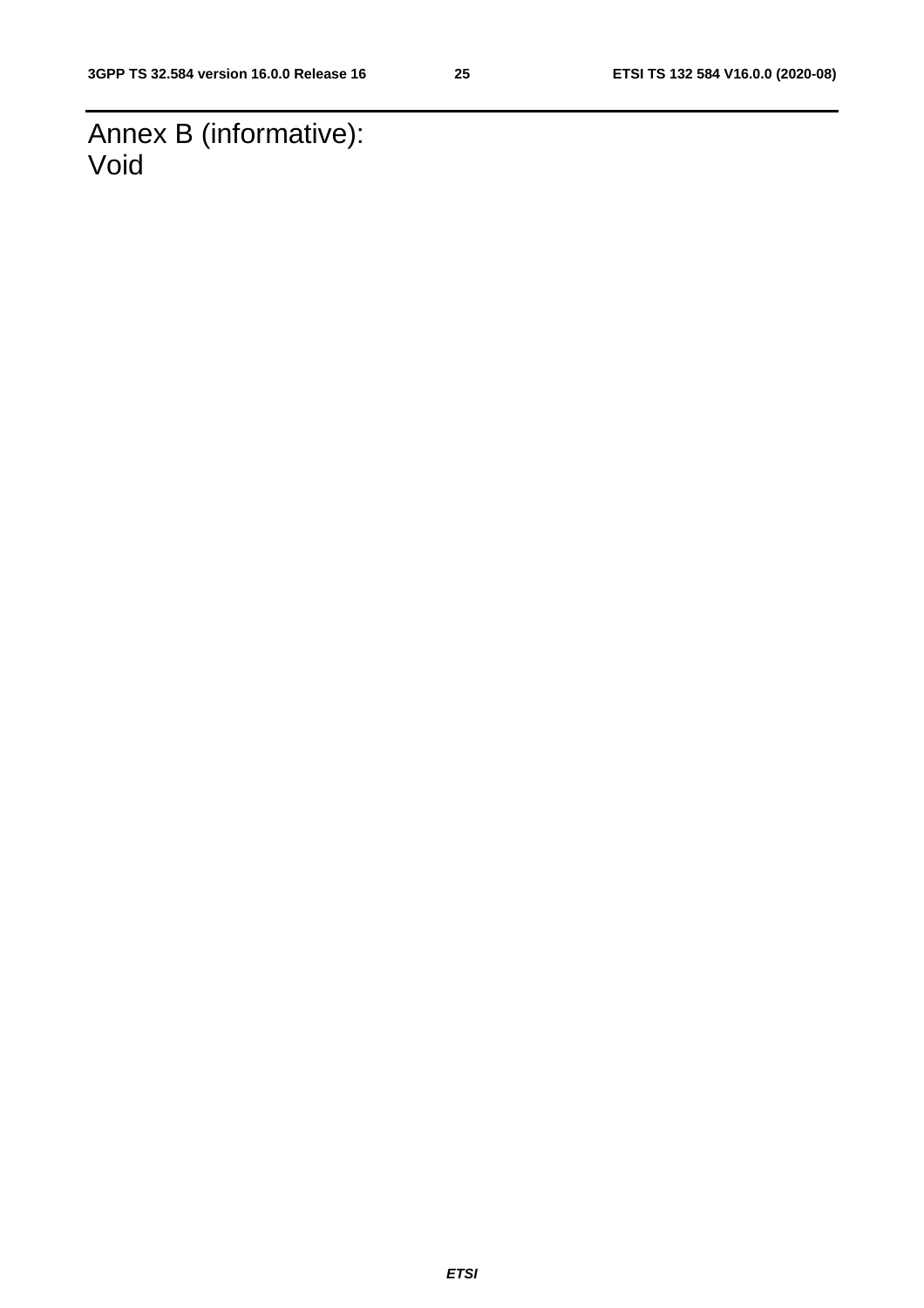# Annex B (informative): Void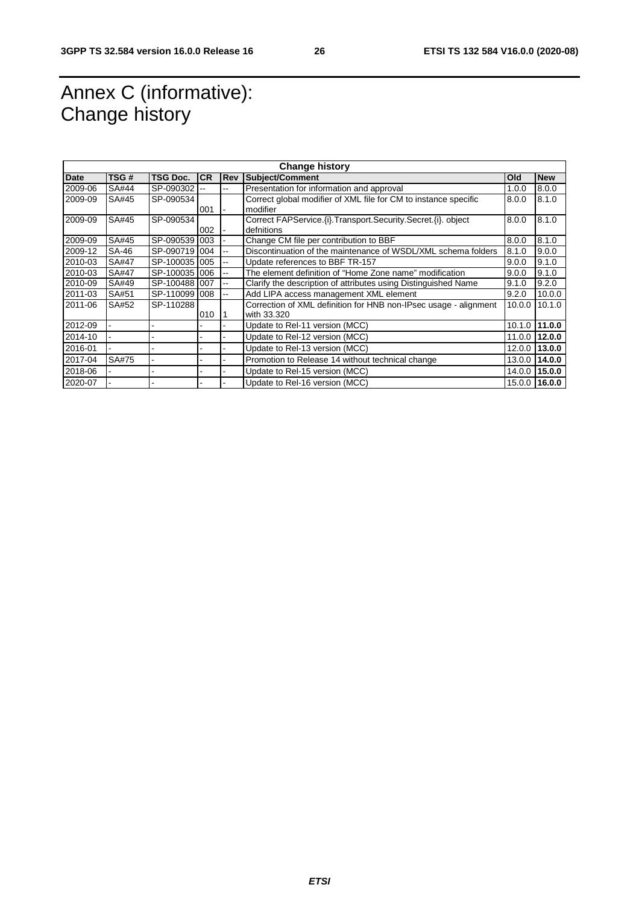# Annex C (informative): Change history

| Change history | | | | | | | |
|---|---|---|---|---|---|---|---|
| **Date** | **TSG #** | **TSG Doc.** | **CR** | **Rev** | **Subject/Comment** | **Old** | **New** |
| 2009-06 | SA#44 | SP-090302 | -- | -- | Presentation for information and approval | 1.0.0 | 8.0.0 |
| 2009-09 | SA#45 | SP-090534 | 001 | - | Correct global modifier of XML file for CM to instance specific modifier | 8.0.0 | 8.1.0 |
| 2009-09 | SA#45 | SP-090534 | 002 | - | Correct FAPService.{i}.Transport.Security.Secret.{i}. object defnitions | 8.0.0 | 8.1.0 |
| 2009-09 | SA#45 | SP-090539 | 003 | - | Change CM file per contribution to BBF | 8.0.0 | 8.1.0 |
| 2009-12 | SA-46 | SP-090719 | 004 | -- | Discontinuation of the maintenance of WSDL/XML schema folders | 8.1.0 | 9.0.0 |
| 2010-03 | SA#47 | SP-100035 | 005 | -- | Update references to BBF TR-157 | 9.0.0 | 9.1.0 |
| 2010-03 | SA#47 | SP-100035 | 006 | -- | The element definition of "Home Zone name" modification | 9.0.0 | 9.1.0 |
| 2010-09 | SA#49 | SP-100488 | 007 | -- | Clarify the description of attributes using Distinguished Name | 9.1.0 | 9.2.0 |
| 2011-03 | SA#51 | SP-110099 | 008 | -- | Add LIPA access management XML element | 9.2.0 | 10.0.0 |
| 2011-06 | SA#52 | SP-110288 | 010 | 1 | Correction of XML definition for HNB non-IPsec usage - alignment with 33.320 | 10.0.0 | 10.1.0 |
| 2012-09 | - | - | - | - | Update to Rel-11 version (MCC) | 10.1.0 | **11.0.0** |
| 2014-10 | - | - | - | - | Update to Rel-12 version (MCC) | 11.0.0 | **12.0.0** |
| 2016-01 | - | - | - | - | Update to Rel-13 version (MCC) | 12.0.0 | **13.0.0** |
| 2017-04 | SA#75 | - | - | - | Promotion to Release 14 without technical change | 13.0.0 | **14.0.0** |
| 2018-06 | - | - | - | - | Update to Rel-15 version (MCC) | 14.0.0 | **15.0.0** |
| 2020-07 | - | - | - | - | Update to Rel-16 version (MCC) | 15.0.0 | **16.0.0** |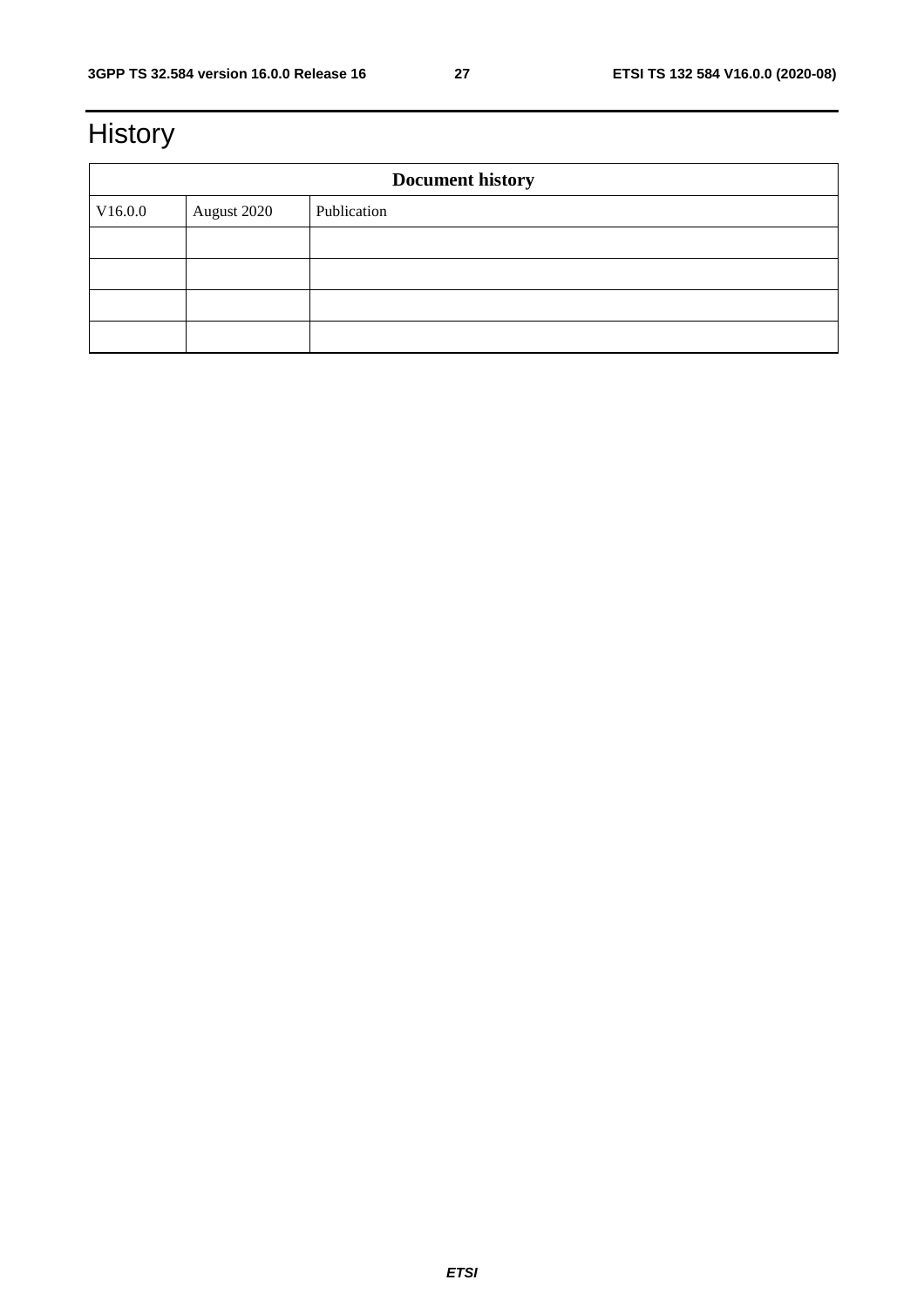# History

| Document history | | |
|---|---|---|
| V16.0.0 | August 2020 | Publication |
| | | |
| | | |
| | | |
| | | |